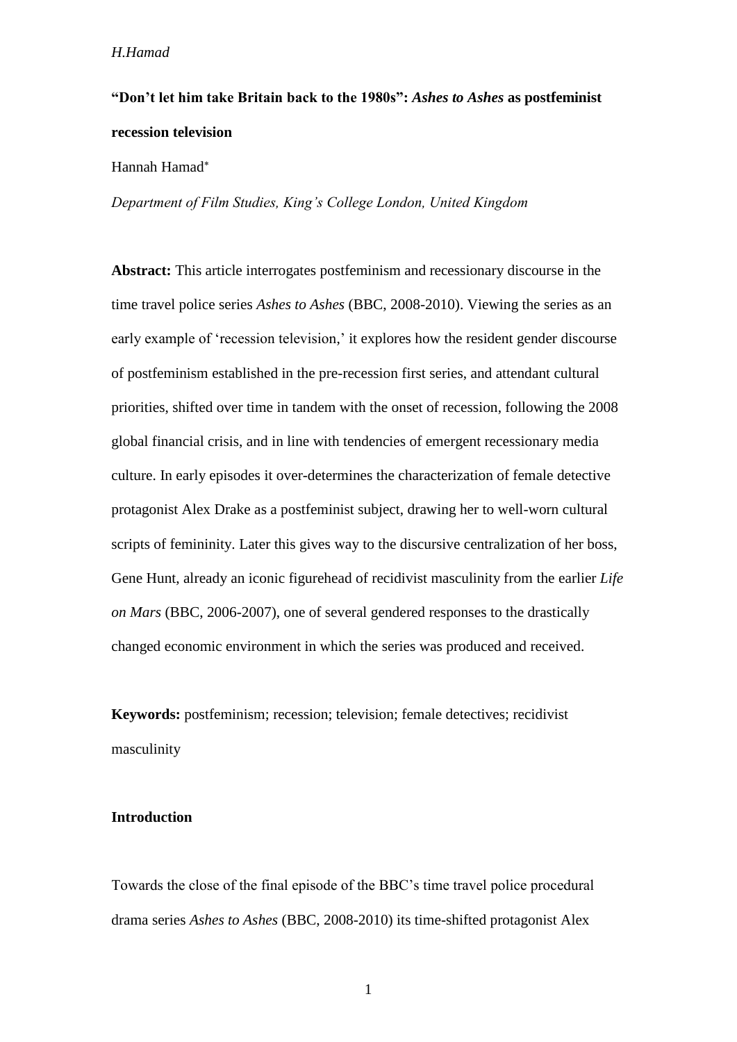**“Don’t let him take Britain back to the 1980s”: *Ashes to Ashes* as postfeminist recession television**

Hannah Hamad*

*Department of Film Studies, King’s College London, United Kingdom*

**Abstract:** This article interrogates postfeminism and recessionary discourse in the time travel police series *Ashes to Ashes* (BBC, 2008-2010). Viewing the series as an early example of ‘recession television,’ it explores how the resident gender discourse of postfeminism established in the pre-recession first series, and attendant cultural priorities, shifted over time in tandem with the onset of recession, following the 2008 global financial crisis, and in line with tendencies of emergent recessionary media culture. In early episodes it over-determines the characterization of female detective protagonist Alex Drake as a postfeminist subject, drawing her to well-worn cultural scripts of femininity. Later this gives way to the discursive centralization of her boss, Gene Hunt, already an iconic figurehead of recidivist masculinity from the earlier *Life on Mars* (BBC, 2006-2007), one of several gendered responses to the drastically changed economic environment in which the series was produced and received.

**Keywords:** postfeminism; recession; television; female detectives; recidivist masculinity

## Introduction

Towards the close of the final episode of the BBC’s time travel police procedural drama series *Ashes to Ashes* (BBC, 2008-2010) its time-shifted protagonist Alex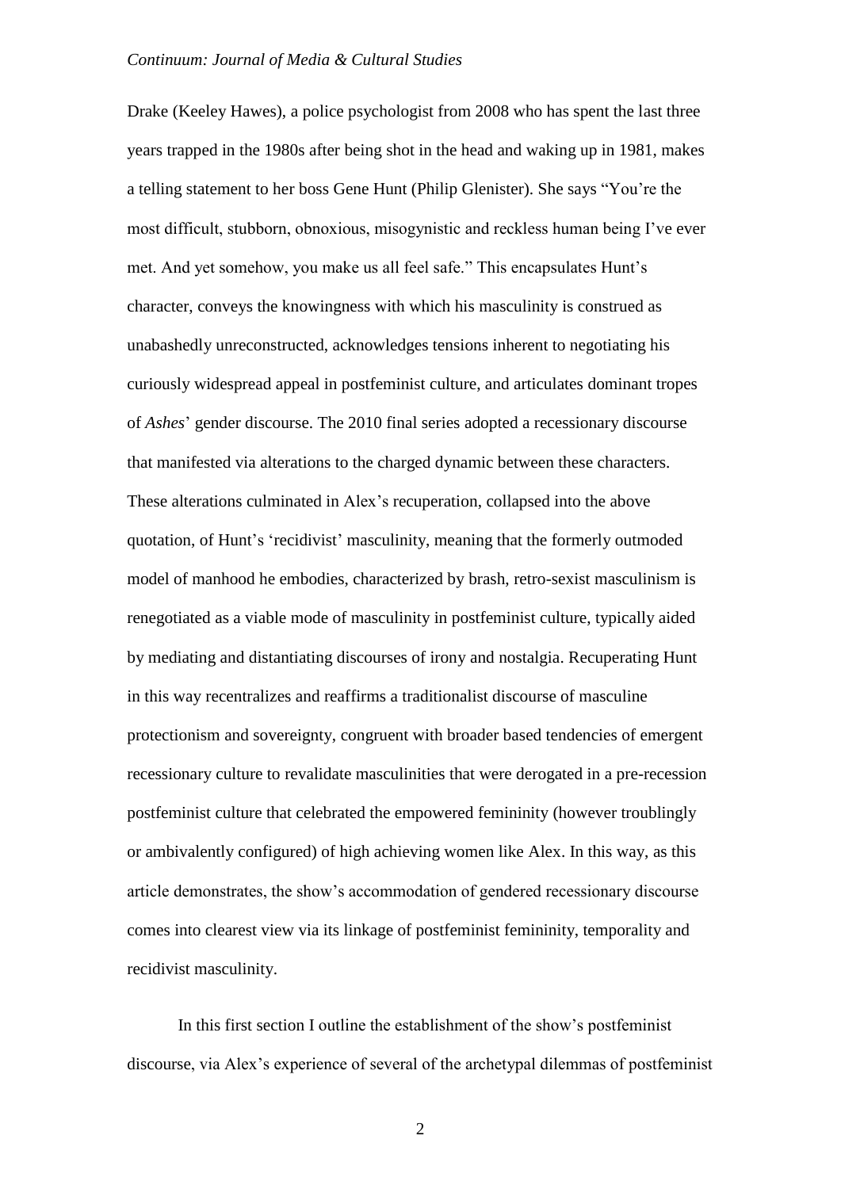Drake (Keeley Hawes), a police psychologist from 2008 who has spent the last three years trapped in the 1980s after being shot in the head and waking up in 1981, makes a telling statement to her boss Gene Hunt (Philip Glenister). She says "You're the most difficult, stubborn, obnoxious, misogynistic and reckless human being I've ever met. And yet somehow, you make us all feel safe." This encapsulates Hunt's character, conveys the knowingness with which his masculinity is construed as unabashedly unreconstructed, acknowledges tensions inherent to negotiating his curiously widespread appeal in postfeminist culture, and articulates dominant tropes of *Ashes*' gender discourse. The 2010 final series adopted a recessionary discourse that manifested via alterations to the charged dynamic between these characters. These alterations culminated in Alex's recuperation, collapsed into the above quotation, of Hunt's 'recidivist' masculinity, meaning that the formerly outmoded model of manhood he embodies, characterized by brash, retro-sexist masculinism is renegotiated as a viable mode of masculinity in postfeminist culture, typically aided by mediating and distantiating discourses of irony and nostalgia. Recuperating Hunt in this way recentralizes and reaffirms a traditionalist discourse of masculine protectionism and sovereignty, congruent with broader based tendencies of emergent recessionary culture to revalidate masculinities that were derogated in a pre-recession postfeminist culture that celebrated the empowered femininity (however troublingly or ambivalently configured) of high achieving women like Alex. In this way, as this article demonstrates, the show's accommodation of gendered recessionary discourse comes into clearest view via its linkage of postfeminist femininity, temporality and recidivist masculinity.

In this first section I outline the establishment of the show's postfeminist discourse, via Alex's experience of several of the archetypal dilemmas of postfeminist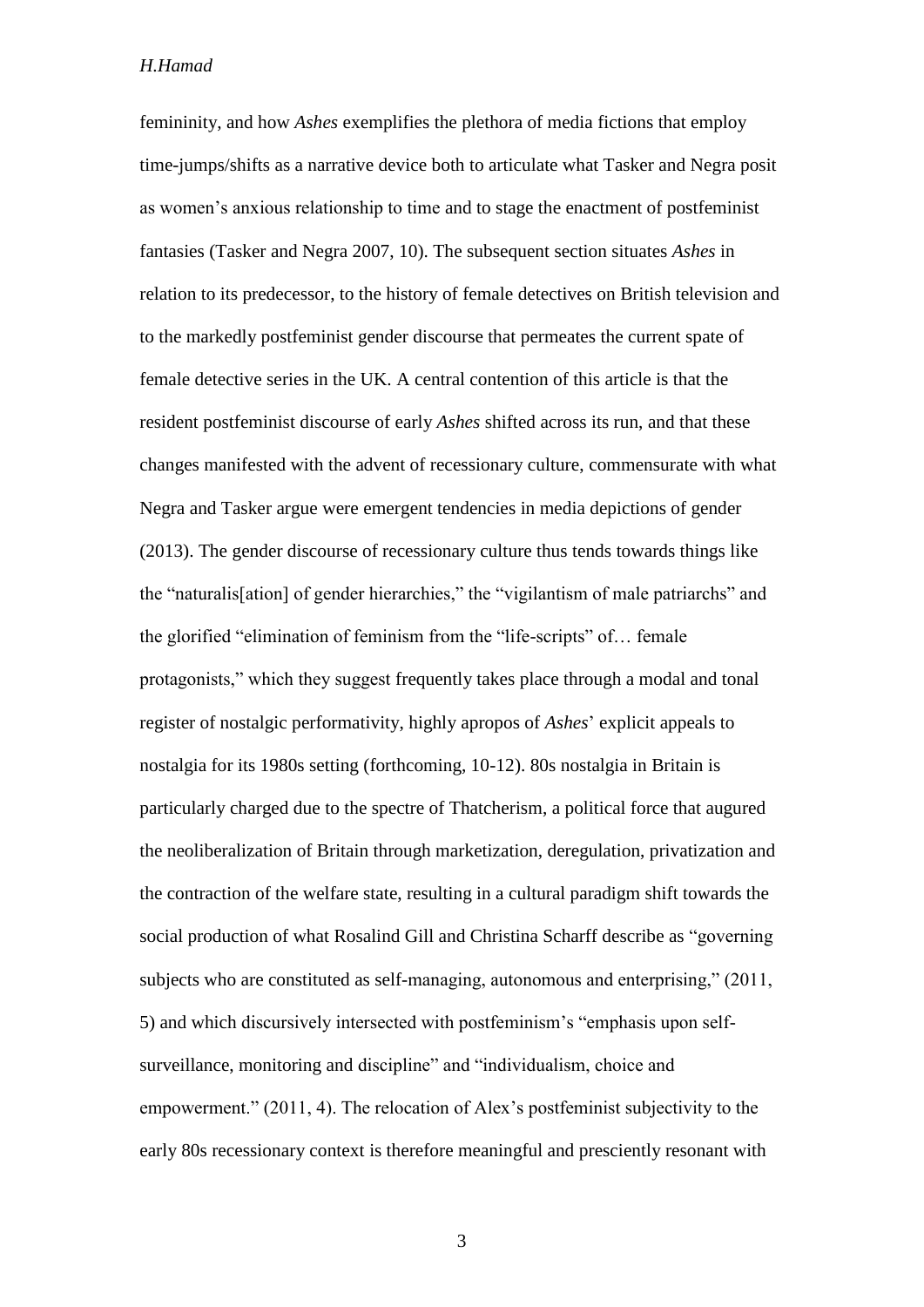femininity, and how *Ashes* exemplifies the plethora of media fictions that employ time-jumps/shifts as a narrative device both to articulate what Tasker and Negra posit as women's anxious relationship to time and to stage the enactment of postfeminist fantasies (Tasker and Negra 2007, 10). The subsequent section situates *Ashes* in relation to its predecessor, to the history of female detectives on British television and to the markedly postfeminist gender discourse that permeates the current spate of female detective series in the UK. A central contention of this article is that the resident postfeminist discourse of early *Ashes* shifted across its run, and that these changes manifested with the advent of recessionary culture, commensurate with what Negra and Tasker argue were emergent tendencies in media depictions of gender (2013). The gender discourse of recessionary culture thus tends towards things like the "naturalis[ation] of gender hierarchies," the "vigilantism of male patriarchs" and the glorified "elimination of feminism from the "life-scripts" of… female protagonists," which they suggest frequently takes place through a modal and tonal register of nostalgic performativity, highly apropos of *Ashes*' explicit appeals to nostalgia for its 1980s setting (forthcoming, 10-12). 80s nostalgia in Britain is particularly charged due to the spectre of Thatcherism, a political force that augured the neoliberalization of Britain through marketization, deregulation, privatization and the contraction of the welfare state, resulting in a cultural paradigm shift towards the social production of what Rosalind Gill and Christina Scharff describe as "governing subjects who are constituted as self-managing, autonomous and enterprising," (2011, 5) and which discursively intersected with postfeminism's "emphasis upon self-surveillance, monitoring and discipline" and "individualism, choice and empowerment." (2011, 4). The relocation of Alex's postfeminist subjectivity to the early 80s recessionary context is therefore meaningful and presciently resonant with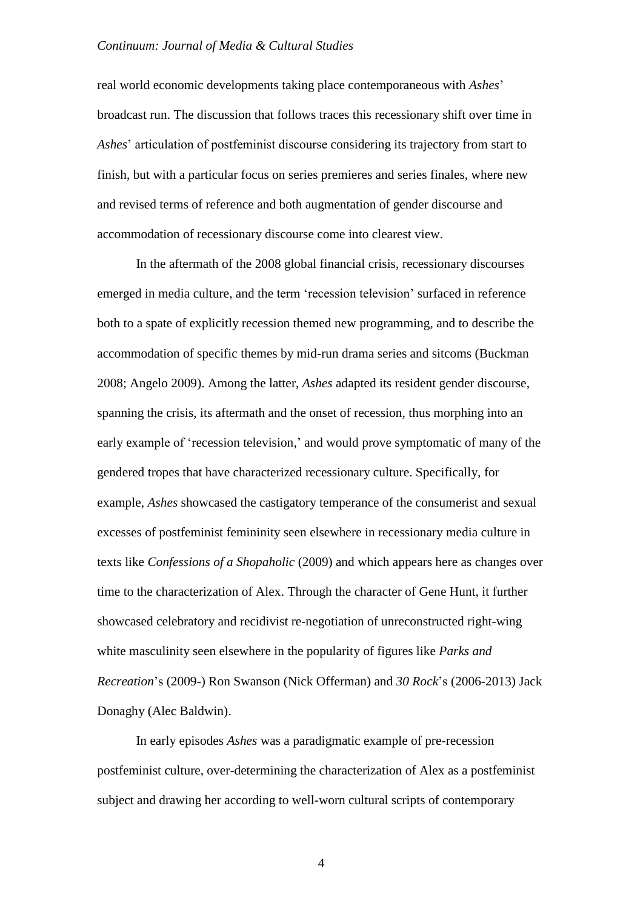real world economic developments taking place contemporaneous with *Ashes*' broadcast run. The discussion that follows traces this recessionary shift over time in *Ashes*' articulation of postfeminist discourse considering its trajectory from start to finish, but with a particular focus on series premieres and series finales, where new and revised terms of reference and both augmentation of gender discourse and accommodation of recessionary discourse come into clearest view.

In the aftermath of the 2008 global financial crisis, recessionary discourses emerged in media culture, and the term 'recession television' surfaced in reference both to a spate of explicitly recession themed new programming, and to describe the accommodation of specific themes by mid-run drama series and sitcoms (Buckman 2008; Angelo 2009). Among the latter, *Ashes* adapted its resident gender discourse, spanning the crisis, its aftermath and the onset of recession, thus morphing into an early example of 'recession television,' and would prove symptomatic of many of the gendered tropes that have characterized recessionary culture. Specifically, for example, *Ashes* showcased the castigatory temperance of the consumerist and sexual excesses of postfeminist femininity seen elsewhere in recessionary media culture in texts like *Confessions of a Shopaholic* (2009) and which appears here as changes over time to the characterization of Alex. Through the character of Gene Hunt, it further showcased celebratory and recidivist re-negotiation of unreconstructed right-wing white masculinity seen elsewhere in the popularity of figures like *Parks and Recreation*'s (2009-) Ron Swanson (Nick Offerman) and *30 Rock*'s (2006-2013) Jack Donaghy (Alec Baldwin).

In early episodes *Ashes* was a paradigmatic example of pre-recession postfeminist culture, over-determining the characterization of Alex as a postfeminist subject and drawing her according to well-worn cultural scripts of contemporary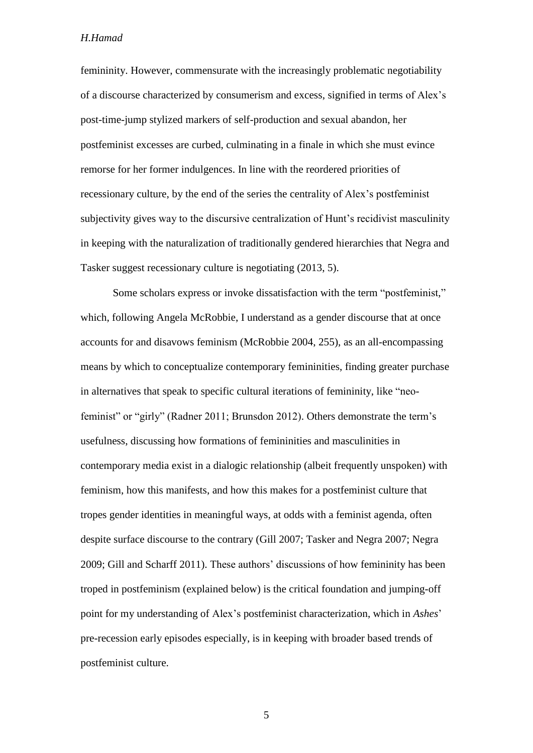femininity. However, commensurate with the increasingly problematic negotiability of a discourse characterized by consumerism and excess, signified in terms of Alex's post-time-jump stylized markers of self-production and sexual abandon, her postfeminist excesses are curbed, culminating in a finale in which she must evince remorse for her former indulgences. In line with the reordered priorities of recessionary culture, by the end of the series the centrality of Alex's postfeminist subjectivity gives way to the discursive centralization of Hunt's recidivist masculinity in keeping with the naturalization of traditionally gendered hierarchies that Negra and Tasker suggest recessionary culture is negotiating (2013, 5).

Some scholars express or invoke dissatisfaction with the term "postfeminist," which, following Angela McRobbie, I understand as a gender discourse that at once accounts for and disavows feminism (McRobbie 2004, 255), as an all-encompassing means by which to conceptualize contemporary femininities, finding greater purchase in alternatives that speak to specific cultural iterations of femininity, like "neo-feminist" or "girly" (Radner 2011; Brunsdon 2012). Others demonstrate the term's usefulness, discussing how formations of femininities and masculinities in contemporary media exist in a dialogic relationship (albeit frequently unspoken) with feminism, how this manifests, and how this makes for a postfeminist culture that tropes gender identities in meaningful ways, at odds with a feminist agenda, often despite surface discourse to the contrary (Gill 2007; Tasker and Negra 2007; Negra 2009; Gill and Scharff 2011). These authors' discussions of how femininity has been troped in postfeminism (explained below) is the critical foundation and jumping-off point for my understanding of Alex's postfeminist characterization, which in *Ashes*' pre-recession early episodes especially, is in keeping with broader based trends of postfeminist culture.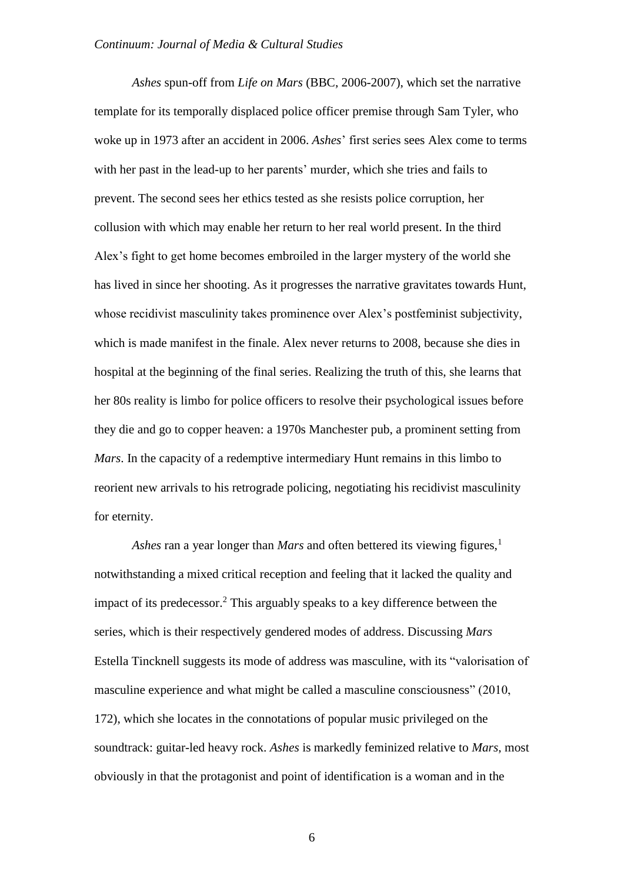*Ashes* spun-off from *Life on Mars* (BBC, 2006-2007), which set the narrative template for its temporally displaced police officer premise through Sam Tyler, who woke up in 1973 after an accident in 2006. *Ashes*' first series sees Alex come to terms with her past in the lead-up to her parents' murder, which she tries and fails to prevent. The second sees her ethics tested as she resists police corruption, her collusion with which may enable her return to her real world present. In the third Alex's fight to get home becomes embroiled in the larger mystery of the world she has lived in since her shooting. As it progresses the narrative gravitates towards Hunt, whose recidivist masculinity takes prominence over Alex's postfeminist subjectivity, which is made manifest in the finale. Alex never returns to 2008, because she dies in hospital at the beginning of the final series. Realizing the truth of this, she learns that her 80s reality is limbo for police officers to resolve their psychological issues before they die and go to copper heaven: a 1970s Manchester pub, a prominent setting from *Mars*. In the capacity of a redemptive intermediary Hunt remains in this limbo to reorient new arrivals to his retrograde policing, negotiating his recidivist masculinity for eternity.

*Ashes* ran a year longer than *Mars* and often bettered its viewing figures,[1] notwithstanding a mixed critical reception and feeling that it lacked the quality and impact of its predecessor.[2] This arguably speaks to a key difference between the series, which is their respectively gendered modes of address. Discussing *Mars* Estella Tincknell suggests its mode of address was masculine, with its "valorisation of masculine experience and what might be called a masculine consciousness" (2010, 172), which she locates in the connotations of popular music privileged on the soundtrack: guitar-led heavy rock. *Ashes* is markedly feminized relative to *Mars*, most obviously in that the protagonist and point of identification is a woman and in the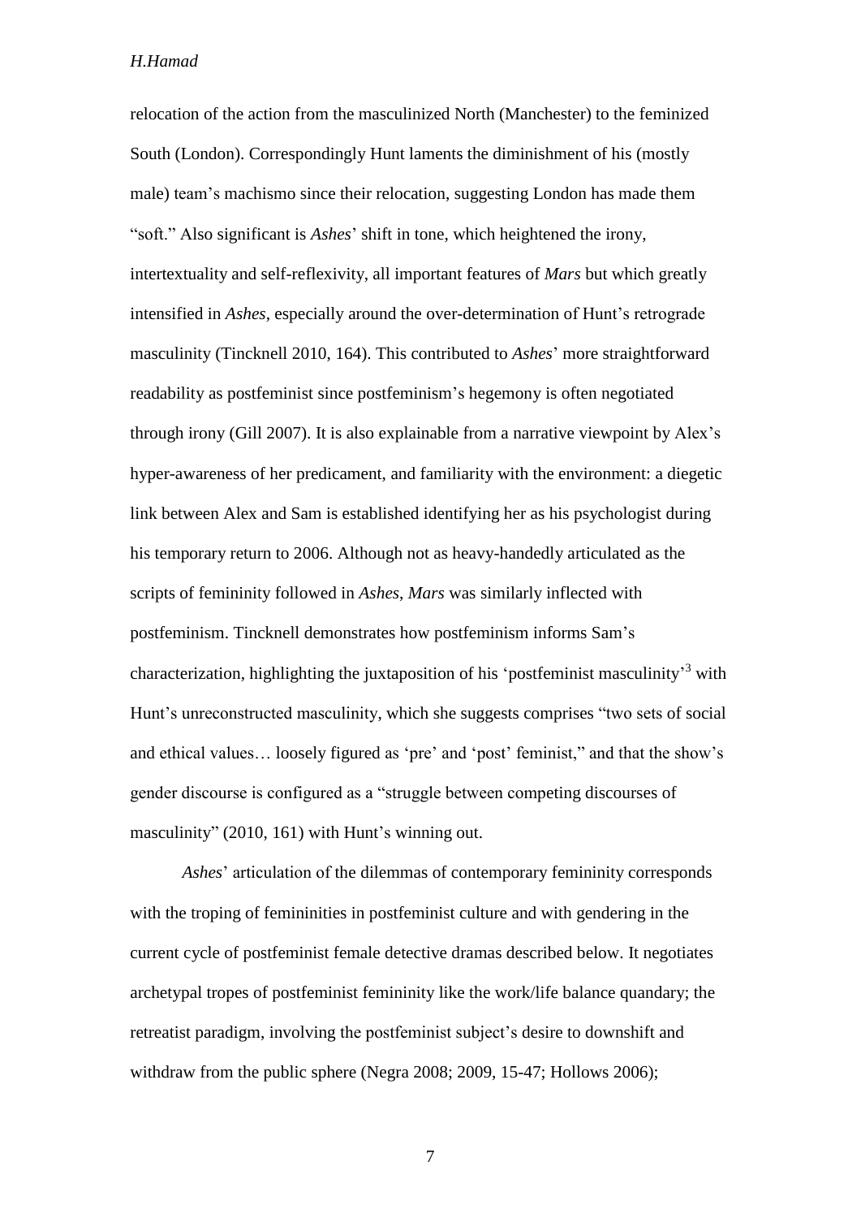relocation of the action from the masculinized North (Manchester) to the feminized South (London). Correspondingly Hunt laments the diminishment of his (mostly male) team's machismo since their relocation, suggesting London has made them "soft." Also significant is *Ashes*' shift in tone, which heightened the irony, intertextuality and self-reflexivity, all important features of *Mars* but which greatly intensified in *Ashes*, especially around the over-determination of Hunt's retrograde masculinity (Tincknell 2010, 164). This contributed to *Ashes*' more straightforward readability as postfeminist since postfeminism's hegemony is often negotiated through irony (Gill 2007). It is also explainable from a narrative viewpoint by Alex's hyper-awareness of her predicament, and familiarity with the environment: a diegetic link between Alex and Sam is established identifying her as his psychologist during his temporary return to 2006. Although not as heavy-handedly articulated as the scripts of femininity followed in *Ashes*, *Mars* was similarly inflected with postfeminism. Tincknell demonstrates how postfeminism informs Sam's characterization, highlighting the juxtaposition of his 'postfeminist masculinity'[3] with Hunt's unreconstructed masculinity, which she suggests comprises "two sets of social and ethical values… loosely figured as 'pre' and 'post' feminist," and that the show's gender discourse is configured as a "struggle between competing discourses of masculinity" (2010, 161) with Hunt's winning out.

*Ashes*' articulation of the dilemmas of contemporary femininity corresponds with the troping of femininities in postfeminist culture and with gendering in the current cycle of postfeminist female detective dramas described below. It negotiates archetypal tropes of postfeminist femininity like the work/life balance quandary; the retreatist paradigm, involving the postfeminist subject's desire to downshift and withdraw from the public sphere (Negra 2008; 2009, 15-47; Hollows 2006);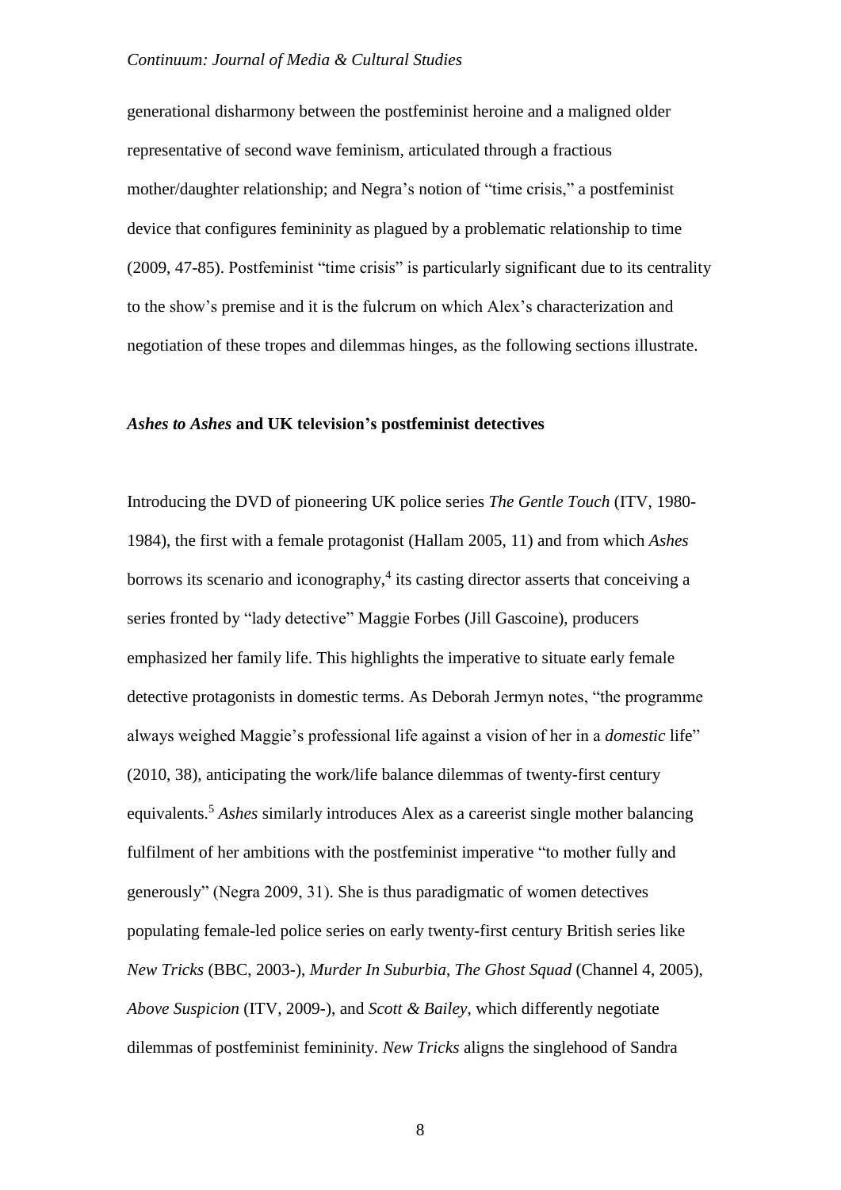generational disharmony between the postfeminist heroine and a maligned older representative of second wave feminism, articulated through a fractious mother/daughter relationship; and Negra's notion of "time crisis," a postfeminist device that configures femininity as plagued by a problematic relationship to time (2009, 47-85). Postfeminist "time crisis" is particularly significant due to its centrality to the show's premise and it is the fulcrum on which Alex's characterization and negotiation of these tropes and dilemmas hinges, as the following sections illustrate.

## *Ashes to Ashes* and UK television's postfeminist detectives

Introducing the DVD of pioneering UK police series *The Gentle Touch* (ITV, 1980-1984), the first with a female protagonist (Hallam 2005, 11) and from which *Ashes* borrows its scenario and iconography,[4] its casting director asserts that conceiving a series fronted by "lady detective" Maggie Forbes (Jill Gascoine), producers emphasized her family life. This highlights the imperative to situate early female detective protagonists in domestic terms. As Deborah Jermyn notes, "the programme always weighed Maggie's professional life against a vision of her in a *domestic* life" (2010, 38), anticipating the work/life balance dilemmas of twenty-first century equivalents.[5] *Ashes* similarly introduces Alex as a careerist single mother balancing fulfilment of her ambitions with the postfeminist imperative "to mother fully and generously" (Negra 2009, 31). She is thus paradigmatic of women detectives populating female-led police series on early twenty-first century British series like *New Tricks* (BBC, 2003-), *Murder In Suburbia*, *The Ghost Squad* (Channel 4, 2005), *Above Suspicion* (ITV, 2009-), and *Scott & Bailey*, which differently negotiate dilemmas of postfeminist femininity. *New Tricks* aligns the singlehood of Sandra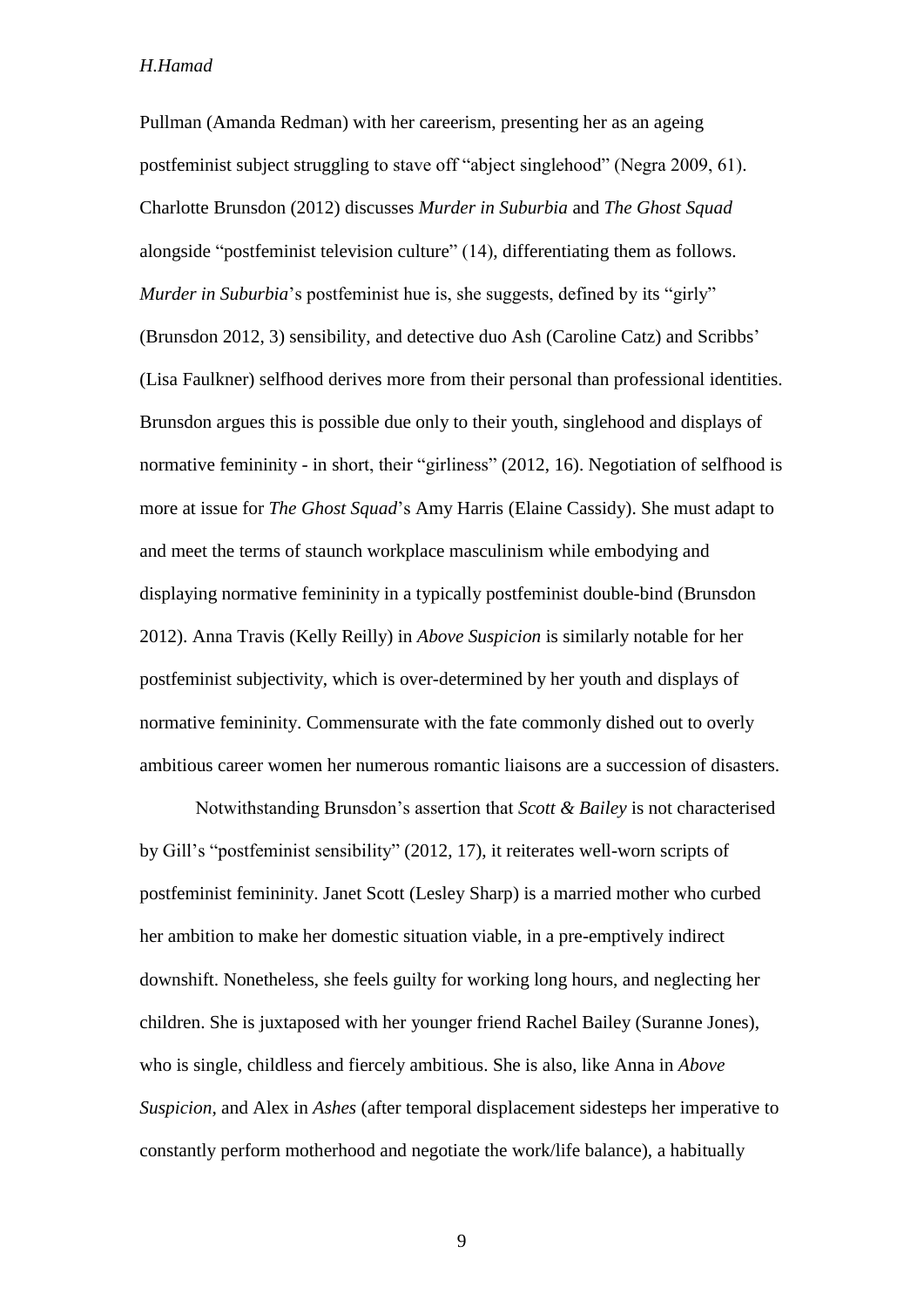Pullman (Amanda Redman) with her careerism, presenting her as an ageing postfeminist subject struggling to stave off "abject singlehood" (Negra 2009, 61). Charlotte Brunsdon (2012) discusses *Murder in Suburbia* and *The Ghost Squad* alongside "postfeminist television culture" (14), differentiating them as follows. *Murder in Suburbia*'s postfeminist hue is, she suggests, defined by its "girly" (Brunsdon 2012, 3) sensibility, and detective duo Ash (Caroline Catz) and Scribbs' (Lisa Faulkner) selfhood derives more from their personal than professional identities. Brunsdon argues this is possible due only to their youth, singlehood and displays of normative femininity - in short, their "girliness" (2012, 16). Negotiation of selfhood is more at issue for *The Ghost Squad*'s Amy Harris (Elaine Cassidy). She must adapt to and meet the terms of staunch workplace masculinism while embodying and displaying normative femininity in a typically postfeminist double-bind (Brunsdon 2012). Anna Travis (Kelly Reilly) in *Above Suspicion* is similarly notable for her postfeminist subjectivity, which is over-determined by her youth and displays of normative femininity. Commensurate with the fate commonly dished out to overly ambitious career women her numerous romantic liaisons are a succession of disasters.

Notwithstanding Brunsdon's assertion that *Scott & Bailey* is not characterised by Gill's "postfeminist sensibility" (2012, 17), it reiterates well-worn scripts of postfeminist femininity. Janet Scott (Lesley Sharp) is a married mother who curbed her ambition to make her domestic situation viable, in a pre-emptively indirect downshift. Nonetheless, she feels guilty for working long hours, and neglecting her children. She is juxtaposed with her younger friend Rachel Bailey (Suranne Jones), who is single, childless and fiercely ambitious. She is also, like Anna in *Above Suspicion*, and Alex in *Ashes* (after temporal displacement sidesteps her imperative to constantly perform motherhood and negotiate the work/life balance), a habitually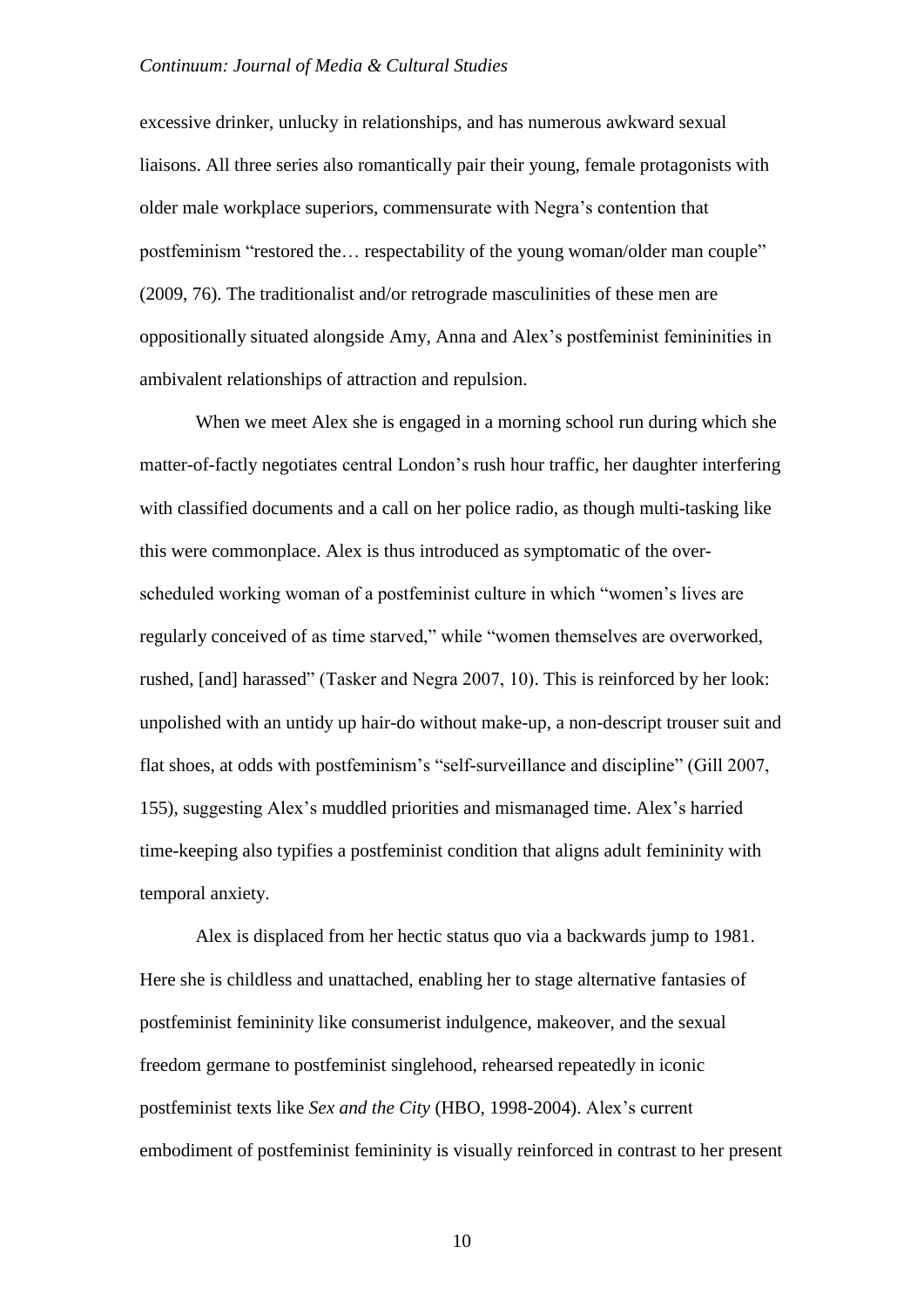excessive drinker, unlucky in relationships, and has numerous awkward sexual liaisons. All three series also romantically pair their young, female protagonists with older male workplace superiors, commensurate with Negra's contention that postfeminism "restored the… respectability of the young woman/older man couple" (2009, 76). The traditionalist and/or retrograde masculinities of these men are oppositionally situated alongside Amy, Anna and Alex's postfeminist femininities in ambivalent relationships of attraction and repulsion.

When we meet Alex she is engaged in a morning school run during which she matter-of-factly negotiates central London's rush hour traffic, her daughter interfering with classified documents and a call on her police radio, as though multi-tasking like this were commonplace. Alex is thus introduced as symptomatic of the over-scheduled working woman of a postfeminist culture in which "women's lives are regularly conceived of as time starved," while "women themselves are overworked, rushed, [and] harassed" (Tasker and Negra 2007, 10). This is reinforced by her look: unpolished with an untidy up hair-do without make-up, a non-descript trouser suit and flat shoes, at odds with postfeminism's "self-surveillance and discipline" (Gill 2007, 155), suggesting Alex's muddled priorities and mismanaged time. Alex's harried time-keeping also typifies a postfeminist condition that aligns adult femininity with temporal anxiety.

Alex is displaced from her hectic status quo via a backwards jump to 1981. Here she is childless and unattached, enabling her to stage alternative fantasies of postfeminist femininity like consumerist indulgence, makeover, and the sexual freedom germane to postfeminist singlehood, rehearsed repeatedly in iconic postfeminist texts like *Sex and the City* (HBO, 1998-2004). Alex's current embodiment of postfeminist femininity is visually reinforced in contrast to her present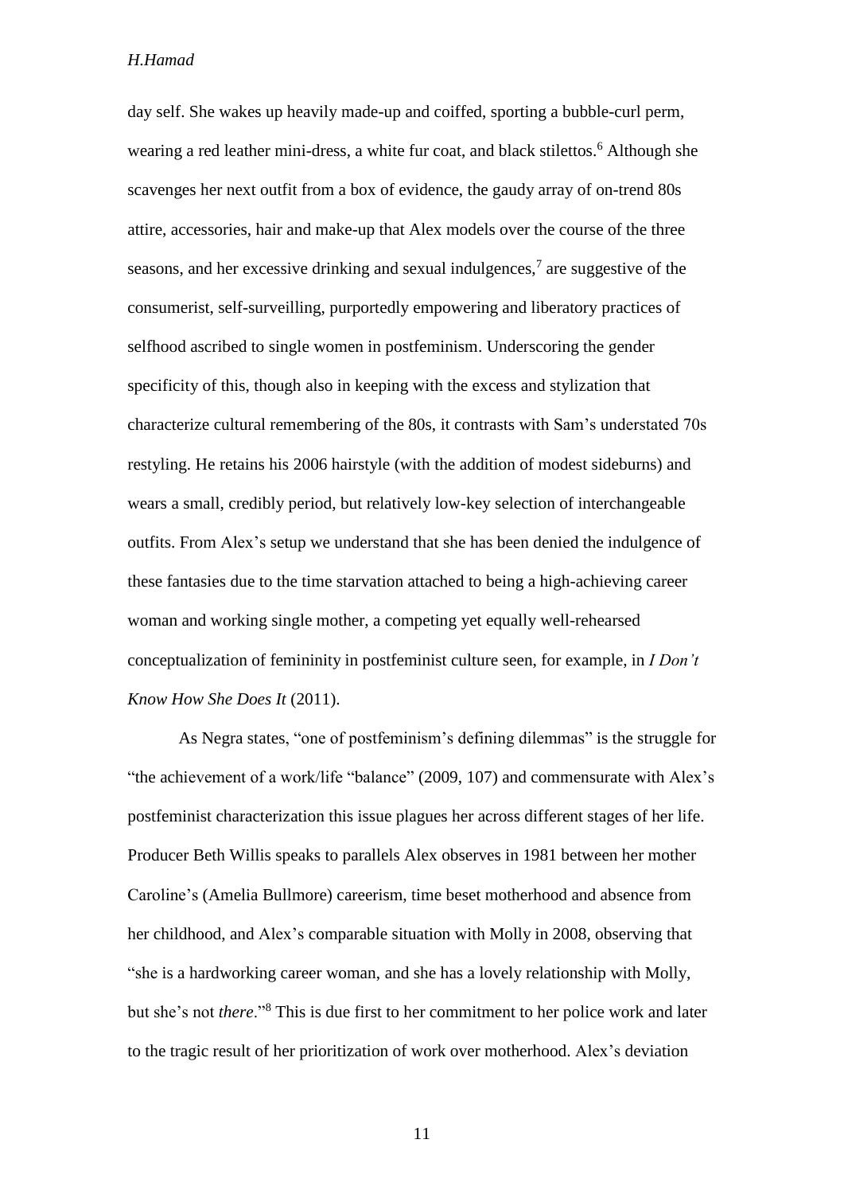day self. She wakes up heavily made-up and coiffed, sporting a bubble-curl perm, wearing a red leather mini-dress, a white fur coat, and black stilettos.[6] Although she scavenges her next outfit from a box of evidence, the gaudy array of on-trend 80s attire, accessories, hair and make-up that Alex models over the course of the three seasons, and her excessive drinking and sexual indulgences,[7] are suggestive of the consumerist, self-surveilling, purportedly empowering and liberatory practices of selfhood ascribed to single women in postfeminism. Underscoring the gender specificity of this, though also in keeping with the excess and stylization that characterize cultural remembering of the 80s, it contrasts with Sam's understated 70s restyling. He retains his 2006 hairstyle (with the addition of modest sideburns) and wears a small, credibly period, but relatively low-key selection of interchangeable outfits. From Alex's setup we understand that she has been denied the indulgence of these fantasies due to the time starvation attached to being a high-achieving career woman and working single mother, a competing yet equally well-rehearsed conceptualization of femininity in postfeminist culture seen, for example, in *I Don't Know How She Does It* (2011).

As Negra states, "one of postfeminism's defining dilemmas" is the struggle for "the achievement of a work/life "balance" (2009, 107) and commensurate with Alex's postfeminist characterization this issue plagues her across different stages of her life. Producer Beth Willis speaks to parallels Alex observes in 1981 between her mother Caroline's (Amelia Bullmore) careerism, time beset motherhood and absence from her childhood, and Alex's comparable situation with Molly in 2008, observing that "she is a hardworking career woman, and she has a lovely relationship with Molly, but she's not *there*."[8] This is due first to her commitment to her police work and later to the tragic result of her prioritization of work over motherhood. Alex's deviation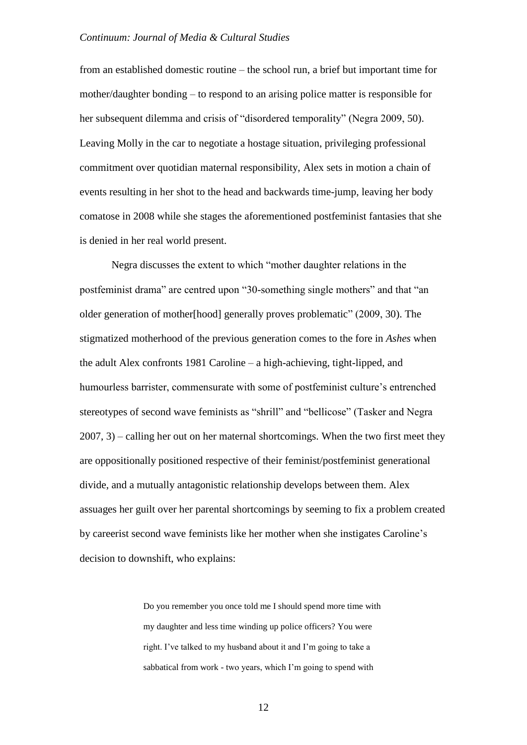from an established domestic routine – the school run, a brief but important time for mother/daughter bonding – to respond to an arising police matter is responsible for her subsequent dilemma and crisis of "disordered temporality" (Negra 2009, 50). Leaving Molly in the car to negotiate a hostage situation, privileging professional commitment over quotidian maternal responsibility, Alex sets in motion a chain of events resulting in her shot to the head and backwards time-jump, leaving her body comatose in 2008 while she stages the aforementioned postfeminist fantasies that she is denied in her real world present.

Negra discusses the extent to which "mother daughter relations in the postfeminist drama" are centred upon "30-something single mothers" and that "an older generation of mother[hood] generally proves problematic" (2009, 30). The stigmatized motherhood of the previous generation comes to the fore in *Ashes* when the adult Alex confronts 1981 Caroline – a high-achieving, tight-lipped, and humourless barrister, commensurate with some of postfeminist culture's entrenched stereotypes of second wave feminists as "shrill" and "bellicose" (Tasker and Negra 2007, 3) – calling her out on her maternal shortcomings. When the two first meet they are oppositionally positioned respective of their feminist/postfeminist generational divide, and a mutually antagonistic relationship develops between them. Alex assuages her guilt over her parental shortcomings by seeming to fix a problem created by careerist second wave feminists like her mother when she instigates Caroline's decision to downshift, who explains:

> Do you remember you once told me I should spend more time with my daughter and less time winding up police officers? You were right. I've talked to my husband about it and I'm going to take a sabbatical from work - two years, which I'm going to spend with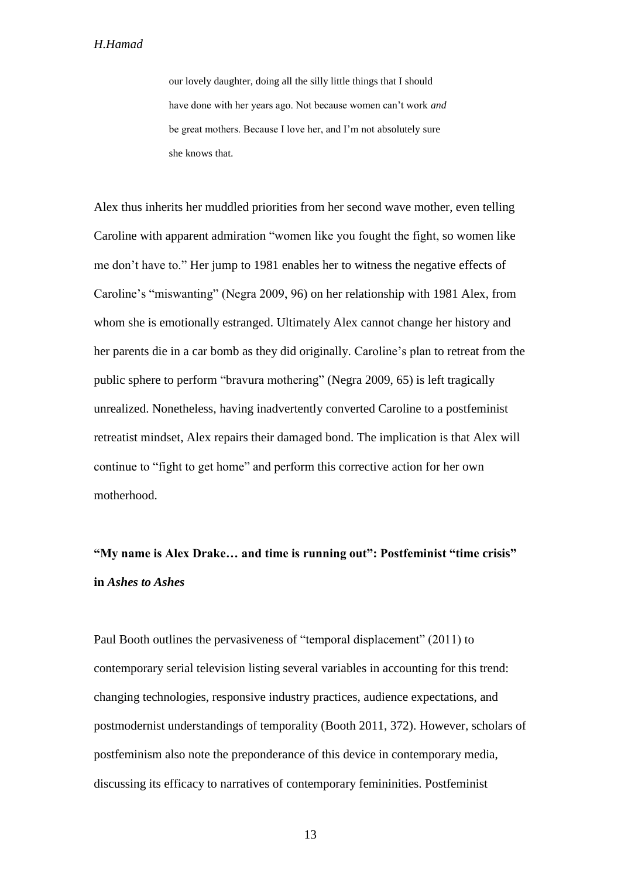> our lovely daughter, doing all the silly little things that I should have done with her years ago. Not because women can't work *and* be great mothers. Because I love her, and I'm not absolutely sure she knows that.

Alex thus inherits her muddled priorities from her second wave mother, even telling Caroline with apparent admiration "women like you fought the fight, so women like me don't have to." Her jump to 1981 enables her to witness the negative effects of Caroline's "miswanting" (Negra 2009, 96) on her relationship with 1981 Alex, from whom she is emotionally estranged. Ultimately Alex cannot change her history and her parents die in a car bomb as they did originally. Caroline's plan to retreat from the public sphere to perform "bravura mothering" (Negra 2009, 65) is left tragically unrealized. Nonetheless, having inadvertently converted Caroline to a postfeminist retreatist mindset, Alex repairs their damaged bond. The implication is that Alex will continue to "fight to get home" and perform this corrective action for her own motherhood.

## "My name is Alex Drake… and time is running out": Postfeminist "time crisis" in *Ashes to Ashes*

Paul Booth outlines the pervasiveness of "temporal displacement" (2011) to contemporary serial television listing several variables in accounting for this trend: changing technologies, responsive industry practices, audience expectations, and postmodernist understandings of temporality (Booth 2011, 372). However, scholars of postfeminism also note the preponderance of this device in contemporary media, discussing its efficacy to narratives of contemporary femininities. Postfeminist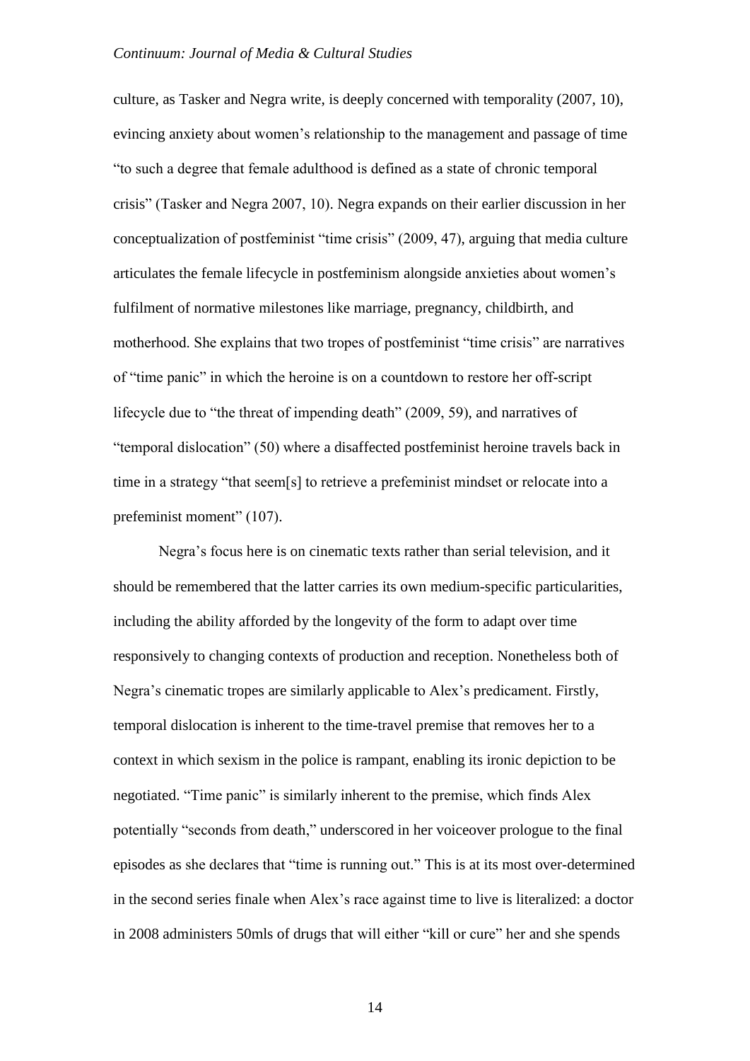culture, as Tasker and Negra write, is deeply concerned with temporality (2007, 10), evincing anxiety about women's relationship to the management and passage of time "to such a degree that female adulthood is defined as a state of chronic temporal crisis" (Tasker and Negra 2007, 10). Negra expands on their earlier discussion in her conceptualization of postfeminist "time crisis" (2009, 47), arguing that media culture articulates the female lifecycle in postfeminism alongside anxieties about women's fulfilment of normative milestones like marriage, pregnancy, childbirth, and motherhood. She explains that two tropes of postfeminist "time crisis" are narratives of "time panic" in which the heroine is on a countdown to restore her off-script lifecycle due to "the threat of impending death" (2009, 59), and narratives of "temporal dislocation" (50) where a disaffected postfeminist heroine travels back in time in a strategy "that seem[s] to retrieve a prefeminist mindset or relocate into a prefeminist moment" (107).

Negra's focus here is on cinematic texts rather than serial television, and it should be remembered that the latter carries its own medium-specific particularities, including the ability afforded by the longevity of the form to adapt over time responsively to changing contexts of production and reception. Nonetheless both of Negra's cinematic tropes are similarly applicable to Alex's predicament. Firstly, temporal dislocation is inherent to the time-travel premise that removes her to a context in which sexism in the police is rampant, enabling its ironic depiction to be negotiated. "Time panic" is similarly inherent to the premise, which finds Alex potentially "seconds from death," underscored in her voiceover prologue to the final episodes as she declares that "time is running out." This is at its most over-determined in the second series finale when Alex's race against time to live is literalized: a doctor in 2008 administers 50mls of drugs that will either "kill or cure" her and she spends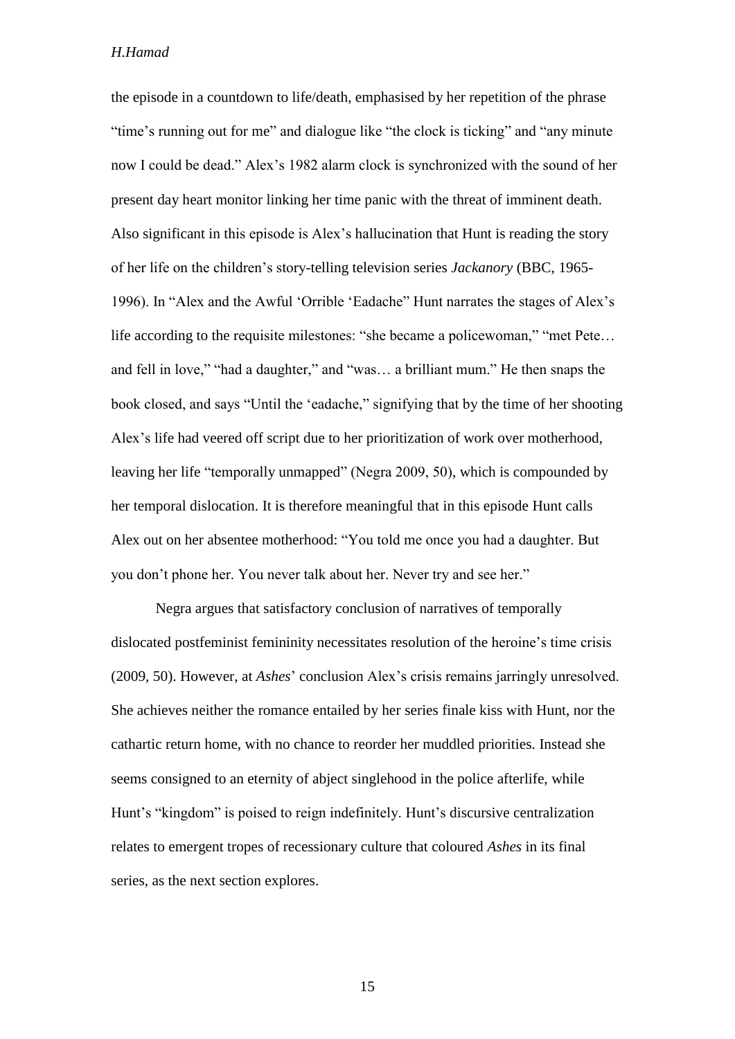the episode in a countdown to life/death, emphasised by her repetition of the phrase "time's running out for me" and dialogue like "the clock is ticking" and "any minute now I could be dead." Alex's 1982 alarm clock is synchronized with the sound of her present day heart monitor linking her time panic with the threat of imminent death. Also significant in this episode is Alex's hallucination that Hunt is reading the story of her life on the children's story-telling television series *Jackanory* (BBC, 1965-1996). In "Alex and the Awful 'Orrible 'Eadache" Hunt narrates the stages of Alex's life according to the requisite milestones: "she became a policewoman," "met Pete… and fell in love," "had a daughter," and "was… a brilliant mum." He then snaps the book closed, and says "Until the 'eadache," signifying that by the time of her shooting Alex's life had veered off script due to her prioritization of work over motherhood, leaving her life "temporally unmapped" (Negra 2009, 50), which is compounded by her temporal dislocation. It is therefore meaningful that in this episode Hunt calls Alex out on her absentee motherhood: "You told me once you had a daughter. But you don't phone her. You never talk about her. Never try and see her."

Negra argues that satisfactory conclusion of narratives of temporally dislocated postfeminist femininity necessitates resolution of the heroine's time crisis (2009, 50). However, at *Ashes*' conclusion Alex's crisis remains jarringly unresolved. She achieves neither the romance entailed by her series finale kiss with Hunt, nor the cathartic return home, with no chance to reorder her muddled priorities. Instead she seems consigned to an eternity of abject singlehood in the police afterlife, while Hunt's "kingdom" is poised to reign indefinitely. Hunt's discursive centralization relates to emergent tropes of recessionary culture that coloured *Ashes* in its final series, as the next section explores.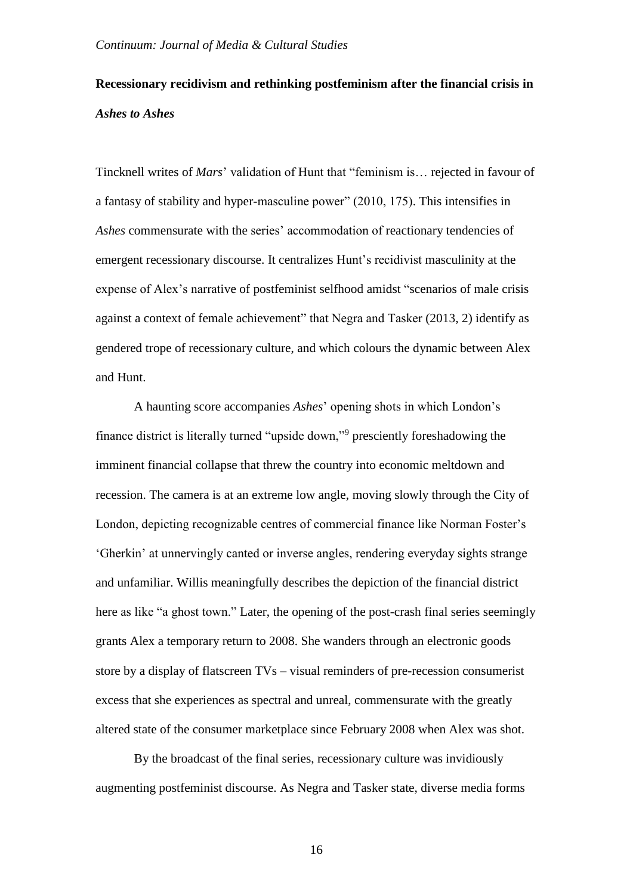Tincknell writes of *Mars*' validation of Hunt that "feminism is… rejected in favour of a fantasy of stability and hyper-masculine power" (2010, 175). This intensifies in *Ashes* commensurate with the series' accommodation of reactionary tendencies of emergent recessionary discourse. It centralizes Hunt's recidivist masculinity at the expense of Alex's narrative of postfeminist selfhood amidst "scenarios of male crisis against a context of female achievement" that Negra and Tasker (2013, 2) identify as gendered trope of recessionary culture, and which colours the dynamic between Alex and Hunt.

A haunting score accompanies *Ashes*' opening shots in which London's finance district is literally turned "upside down,"[9] presciently foreshadowing the imminent financial collapse that threw the country into economic meltdown and recession. The camera is at an extreme low angle, moving slowly through the City of London, depicting recognizable centres of commercial finance like Norman Foster's 'Gherkin' at unnervingly canted or inverse angles, rendering everyday sights strange and unfamiliar. Willis meaningfully describes the depiction of the financial district here as like "a ghost town." Later, the opening of the post-crash final series seemingly grants Alex a temporary return to 2008. She wanders through an electronic goods store by a display of flatscreen TVs – visual reminders of pre-recession consumerist excess that she experiences as spectral and unreal, commensurate with the greatly altered state of the consumer marketplace since February 2008 when Alex was shot.

By the broadcast of the final series, recessionary culture was invidiously augmenting postfeminist discourse. As Negra and Tasker state, diverse media forms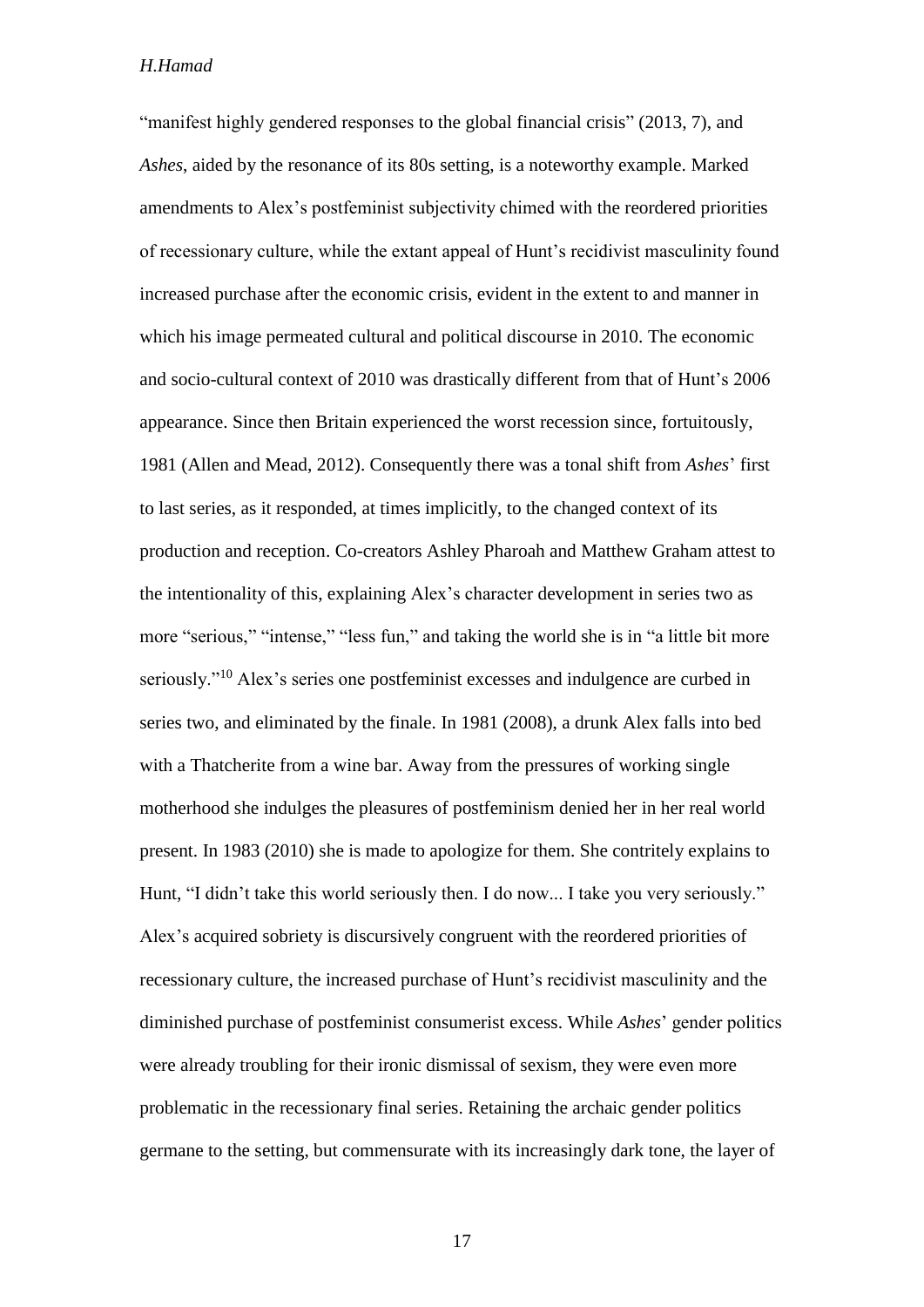"manifest highly gendered responses to the global financial crisis" (2013, 7), and *Ashes*, aided by the resonance of its 80s setting, is a noteworthy example. Marked amendments to Alex's postfeminist subjectivity chimed with the reordered priorities of recessionary culture, while the extant appeal of Hunt's recidivist masculinity found increased purchase after the economic crisis, evident in the extent to and manner in which his image permeated cultural and political discourse in 2010. The economic and socio-cultural context of 2010 was drastically different from that of Hunt's 2006 appearance. Since then Britain experienced the worst recession since, fortuitously, 1981 (Allen and Mead, 2012). Consequently there was a tonal shift from *Ashes*' first to last series, as it responded, at times implicitly, to the changed context of its production and reception. Co-creators Ashley Pharoah and Matthew Graham attest to the intentionality of this, explaining Alex's character development in series two as more "serious," "intense," "less fun," and taking the world she is in "a little bit more seriously."[10] Alex's series one postfeminist excesses and indulgence are curbed in series two, and eliminated by the finale. In 1981 (2008), a drunk Alex falls into bed with a Thatcherite from a wine bar. Away from the pressures of working single motherhood she indulges the pleasures of postfeminism denied her in her real world present. In 1983 (2010) she is made to apologize for them. She contritely explains to Hunt, "I didn't take this world seriously then. I do now... I take you very seriously." Alex's acquired sobriety is discursively congruent with the reordered priorities of recessionary culture, the increased purchase of Hunt's recidivist masculinity and the diminished purchase of postfeminist consumerist excess. While *Ashes*' gender politics were already troubling for their ironic dismissal of sexism, they were even more problematic in the recessionary final series. Retaining the archaic gender politics germane to the setting, but commensurate with its increasingly dark tone, the layer of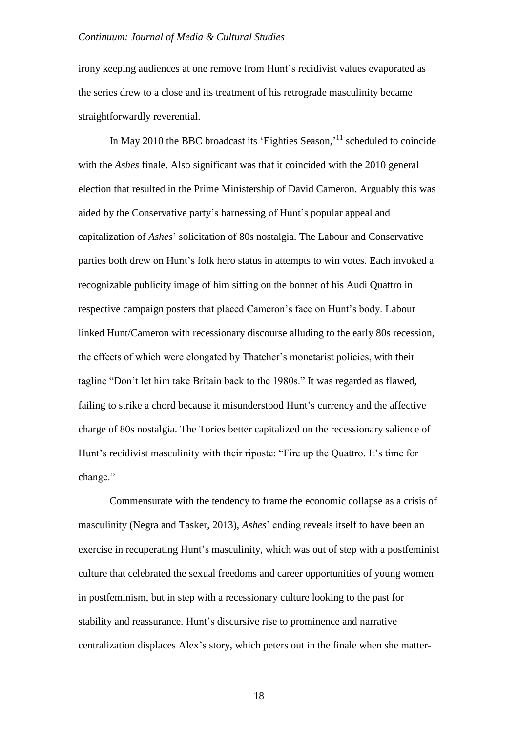irony keeping audiences at one remove from Hunt's recidivist values evaporated as the series drew to a close and its treatment of his retrograde masculinity became straightforwardly reverential.

In May 2010 the BBC broadcast its 'Eighties Season,'[11] scheduled to coincide with the *Ashes* finale. Also significant was that it coincided with the 2010 general election that resulted in the Prime Ministership of David Cameron. Arguably this was aided by the Conservative party's harnessing of Hunt's popular appeal and capitalization of *Ashes*' solicitation of 80s nostalgia. The Labour and Conservative parties both drew on Hunt's folk hero status in attempts to win votes. Each invoked a recognizable publicity image of him sitting on the bonnet of his Audi Quattro in respective campaign posters that placed Cameron's face on Hunt's body. Labour linked Hunt/Cameron with recessionary discourse alluding to the early 80s recession, the effects of which were elongated by Thatcher's monetarist policies, with their tagline "Don't let him take Britain back to the 1980s." It was regarded as flawed, failing to strike a chord because it misunderstood Hunt's currency and the affective charge of 80s nostalgia. The Tories better capitalized on the recessionary salience of Hunt's recidivist masculinity with their riposte: "Fire up the Quattro. It's time for change."

Commensurate with the tendency to frame the economic collapse as a crisis of masculinity (Negra and Tasker, 2013), *Ashes*' ending reveals itself to have been an exercise in recuperating Hunt's masculinity, which was out of step with a postfeminist culture that celebrated the sexual freedoms and career opportunities of young women in postfeminism, but in step with a recessionary culture looking to the past for stability and reassurance. Hunt's discursive rise to prominence and narrative centralization displaces Alex's story, which peters out in the finale when she matter-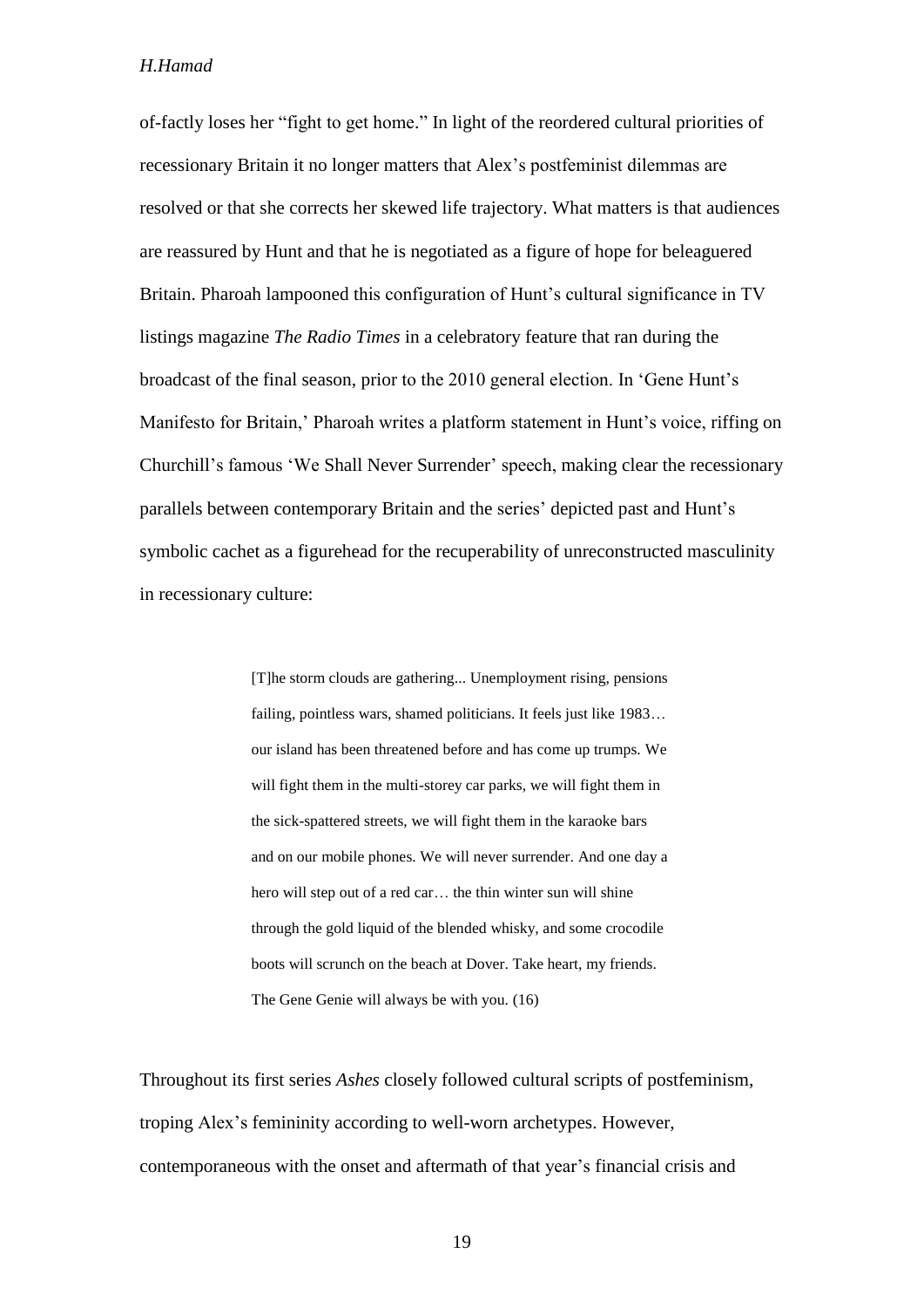of-factly loses her "fight to get home." In light of the reordered cultural priorities of recessionary Britain it no longer matters that Alex's postfeminist dilemmas are resolved or that she corrects her skewed life trajectory. What matters is that audiences are reassured by Hunt and that he is negotiated as a figure of hope for beleaguered Britain. Pharoah lampooned this configuration of Hunt's cultural significance in TV listings magazine *The Radio Times* in a celebratory feature that ran during the broadcast of the final season, prior to the 2010 general election. In 'Gene Hunt's Manifesto for Britain,' Pharoah writes a platform statement in Hunt's voice, riffing on Churchill's famous 'We Shall Never Surrender' speech, making clear the recessionary parallels between contemporary Britain and the series' depicted past and Hunt's symbolic cachet as a figurehead for the recuperability of unreconstructed masculinity in recessionary culture:

> [T]he storm clouds are gathering... Unemployment rising, pensions failing, pointless wars, shamed politicians. It feels just like 1983… our island has been threatened before and has come up trumps. We will fight them in the multi-storey car parks, we will fight them in the sick-spattered streets, we will fight them in the karaoke bars and on our mobile phones. We will never surrender. And one day a hero will step out of a red car… the thin winter sun will shine through the gold liquid of the blended whisky, and some crocodile boots will scrunch on the beach at Dover. Take heart, my friends. The Gene Genie will always be with you. (16)

Throughout its first series *Ashes* closely followed cultural scripts of postfeminism, troping Alex's femininity according to well-worn archetypes. However, contemporaneous with the onset and aftermath of that year's financial crisis and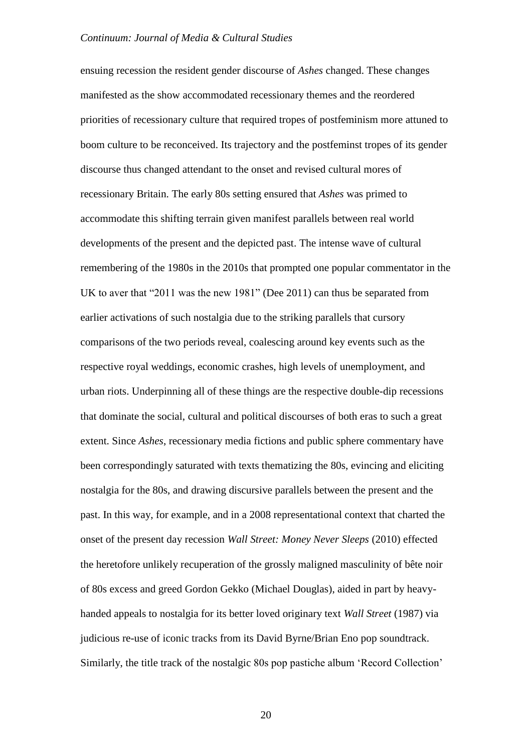ensuing recession the resident gender discourse of *Ashes* changed. These changes manifested as the show accommodated recessionary themes and the reordered priorities of recessionary culture that required tropes of postfeminism more attuned to boom culture to be reconceived. Its trajectory and the postfeminst tropes of its gender discourse thus changed attendant to the onset and revised cultural mores of recessionary Britain. The early 80s setting ensured that *Ashes* was primed to accommodate this shifting terrain given manifest parallels between real world developments of the present and the depicted past. The intense wave of cultural remembering of the 1980s in the 2010s that prompted one popular commentator in the UK to aver that "2011 was the new 1981" (Dee 2011) can thus be separated from earlier activations of such nostalgia due to the striking parallels that cursory comparisons of the two periods reveal, coalescing around key events such as the respective royal weddings, economic crashes, high levels of unemployment, and urban riots. Underpinning all of these things are the respective double-dip recessions that dominate the social, cultural and political discourses of both eras to such a great extent. Since *Ashes*, recessionary media fictions and public sphere commentary have been correspondingly saturated with texts thematizing the 80s, evincing and eliciting nostalgia for the 80s, and drawing discursive parallels between the present and the past. In this way, for example, and in a 2008 representational context that charted the onset of the present day recession *Wall Street: Money Never Sleeps* (2010) effected the heretofore unlikely recuperation of the grossly maligned masculinity of bête noir of 80s excess and greed Gordon Gekko (Michael Douglas), aided in part by heavy-handed appeals to nostalgia for its better loved originary text *Wall Street* (1987) via judicious re-use of iconic tracks from its David Byrne/Brian Eno pop soundtrack. Similarly, the title track of the nostalgic 80s pop pastiche album 'Record Collection'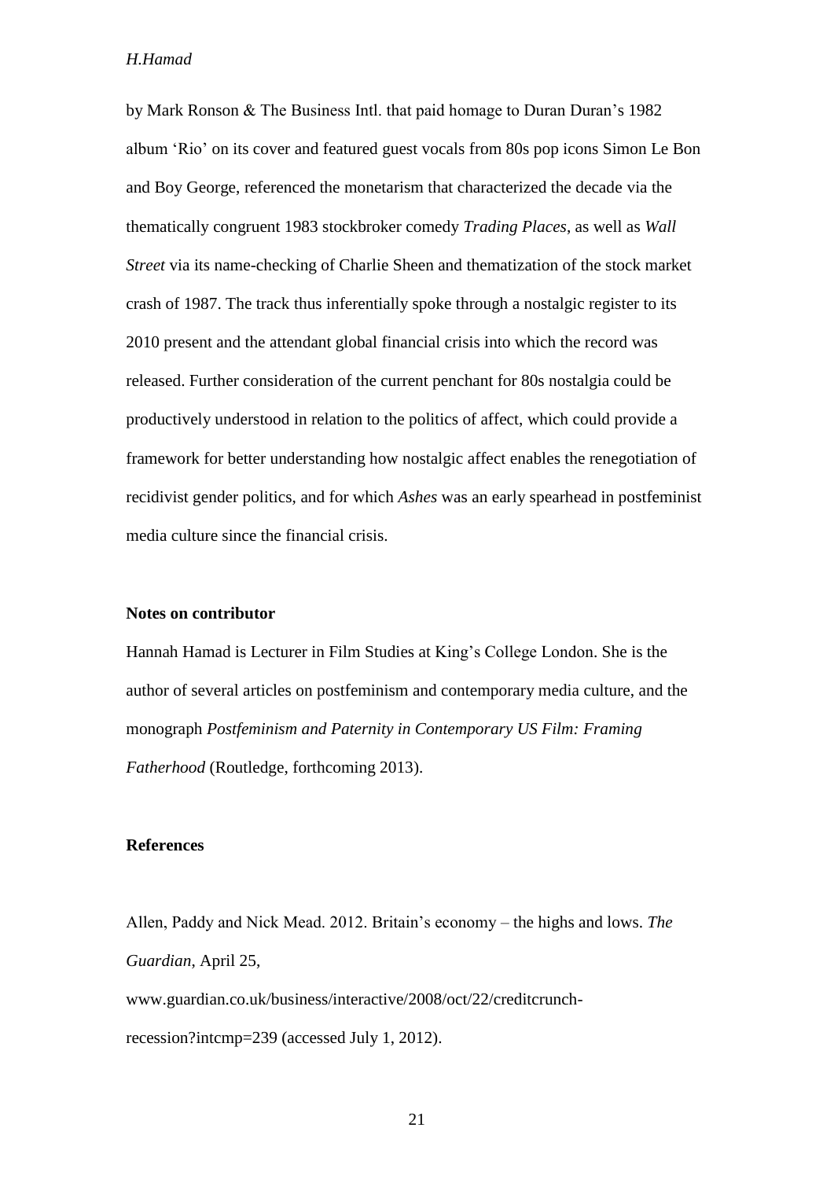by Mark Ronson & The Business Intl. that paid homage to Duran Duran's 1982 album 'Rio' on its cover and featured guest vocals from 80s pop icons Simon Le Bon and Boy George, referenced the monetarism that characterized the decade via the thematically congruent 1983 stockbroker comedy *Trading Places*, as well as *Wall Street* via its name-checking of Charlie Sheen and thematization of the stock market crash of 1987. The track thus inferentially spoke through a nostalgic register to its 2010 present and the attendant global financial crisis into which the record was released. Further consideration of the current penchant for 80s nostalgia could be productively understood in relation to the politics of affect, which could provide a framework for better understanding how nostalgic affect enables the renegotiation of recidivist gender politics, and for which *Ashes* was an early spearhead in postfeminist media culture since the financial crisis.

**Notes on contributor**

Hannah Hamad is Lecturer in Film Studies at King's College London. She is the author of several articles on postfeminism and contemporary media culture, and the monograph *Postfeminism and Paternity in Contemporary US Film: Framing Fatherhood* (Routledge, forthcoming 2013).

**References**

Allen, Paddy and Nick Mead. 2012. Britain's economy – the highs and lows. *The Guardian*, April 25, www.guardian.co.uk/business/interactive/2008/oct/22/creditcrunch-recession?intcmp=239 (accessed July 1, 2012).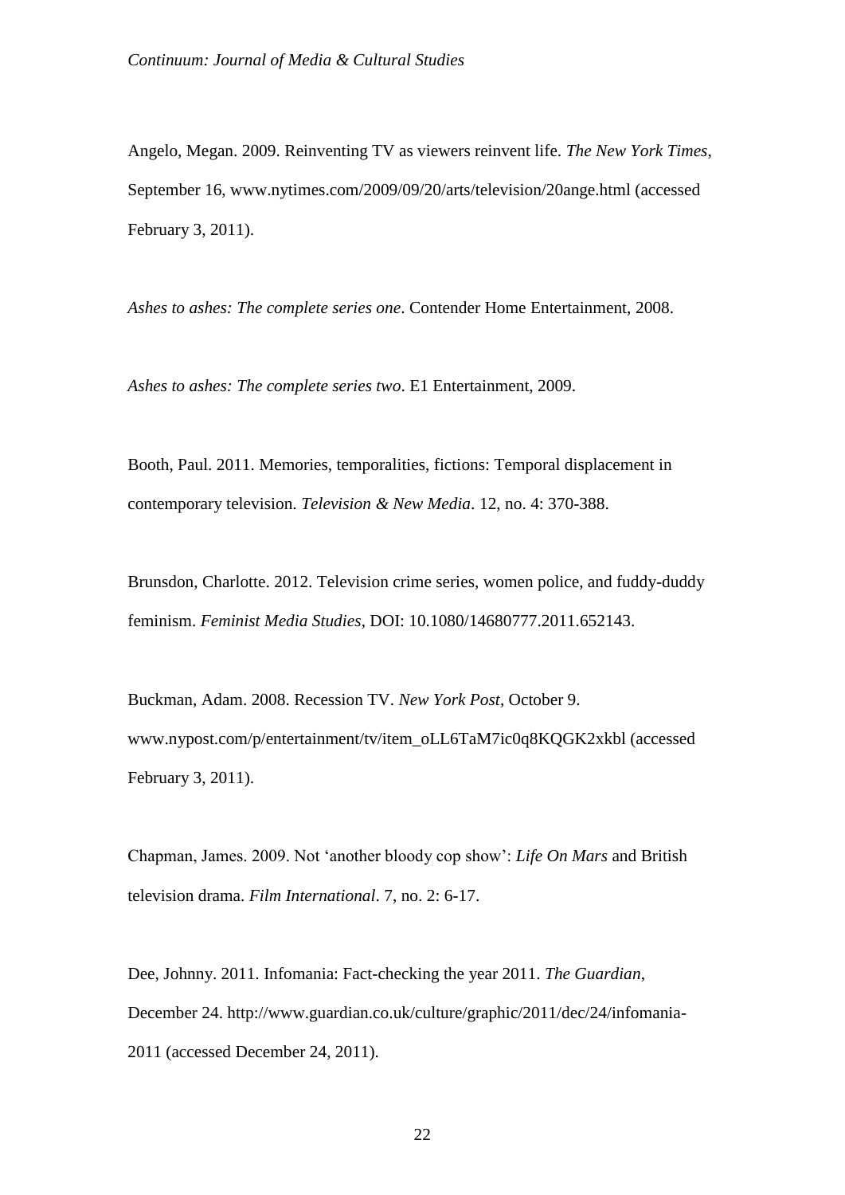Angelo, Megan. 2009. Reinventing TV as viewers reinvent life. *The New York Times*, September 16, www.nytimes.com/2009/09/20/arts/television/20ange.html (accessed February 3, 2011).

*Ashes to ashes: The complete series one*. Contender Home Entertainment, 2008.

*Ashes to ashes: The complete series two*. E1 Entertainment, 2009.

Booth, Paul. 2011. Memories, temporalities, fictions: Temporal displacement in contemporary television. *Television & New Media*. 12, no. 4: 370-388.

Brunsdon, Charlotte. 2012. Television crime series, women police, and fuddy-duddy feminism. *Feminist Media Studies*, DOI: 10.1080/14680777.2011.652143.

Buckman, Adam. 2008. Recession TV. *New York Post*, October 9. www.nypost.com/p/entertainment/tv/item_oLL6TaM7ic0q8KQGK2xkbl (accessed February 3, 2011).

Chapman, James. 2009. Not 'another bloody cop show': *Life On Mars* and British television drama. *Film International*. 7, no. 2: 6-17.

Dee, Johnny. 2011. Infomania: Fact-checking the year 2011. *The Guardian*, December 24. http://www.guardian.co.uk/culture/graphic/2011/dec/24/infomania-2011 (accessed December 24, 2011).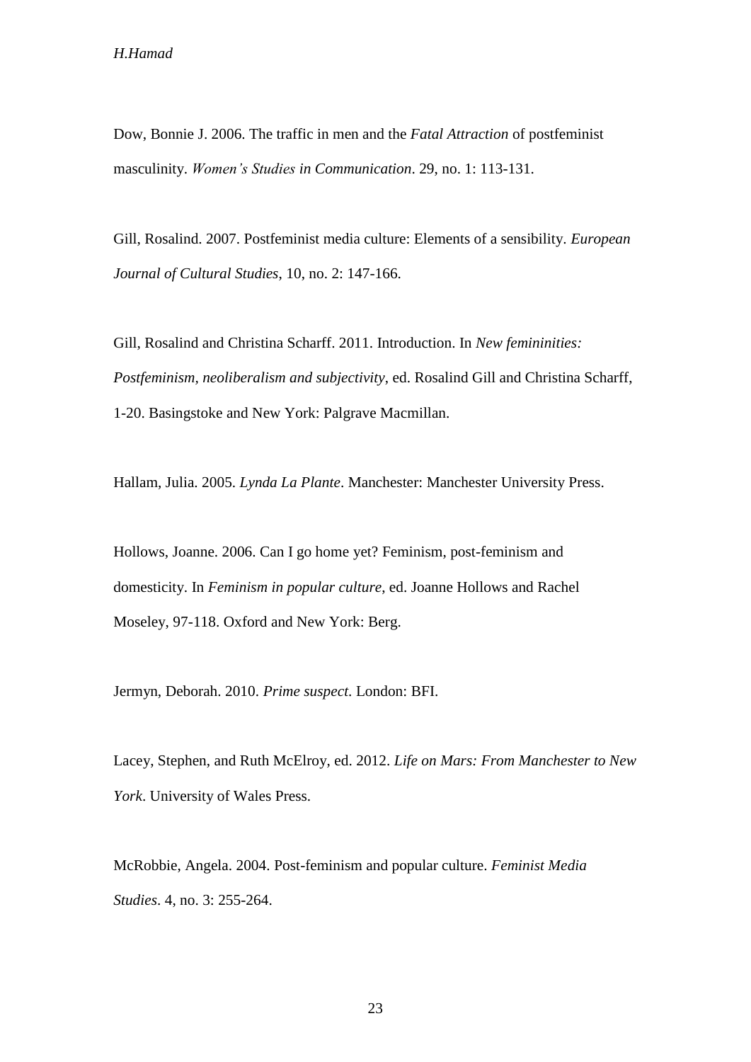Dow, Bonnie J. 2006. The traffic in men and the *Fatal Attraction* of postfeminist masculinity. *Women's Studies in Communication*. 29, no. 1: 113-131.

Gill, Rosalind. 2007. Postfeminist media culture: Elements of a sensibility. *European Journal of Cultural Studies*, 10, no. 2: 147-166.

Gill, Rosalind and Christina Scharff. 2011. Introduction. In *New femininities: Postfeminism, neoliberalism and subjectivity*, ed. Rosalind Gill and Christina Scharff, 1-20. Basingstoke and New York: Palgrave Macmillan.

Hallam, Julia. 2005. *Lynda La Plante*. Manchester: Manchester University Press.

Hollows, Joanne. 2006. Can I go home yet? Feminism, post-feminism and domesticity. In *Feminism in popular culture*, ed. Joanne Hollows and Rachel Moseley, 97-118. Oxford and New York: Berg.

Jermyn, Deborah. 2010. *Prime suspect*. London: BFI.

Lacey, Stephen, and Ruth McElroy, ed. 2012. *Life on Mars: From Manchester to New York*. University of Wales Press.

McRobbie, Angela. 2004. Post-feminism and popular culture. *Feminist Media Studies*. 4, no. 3: 255-264.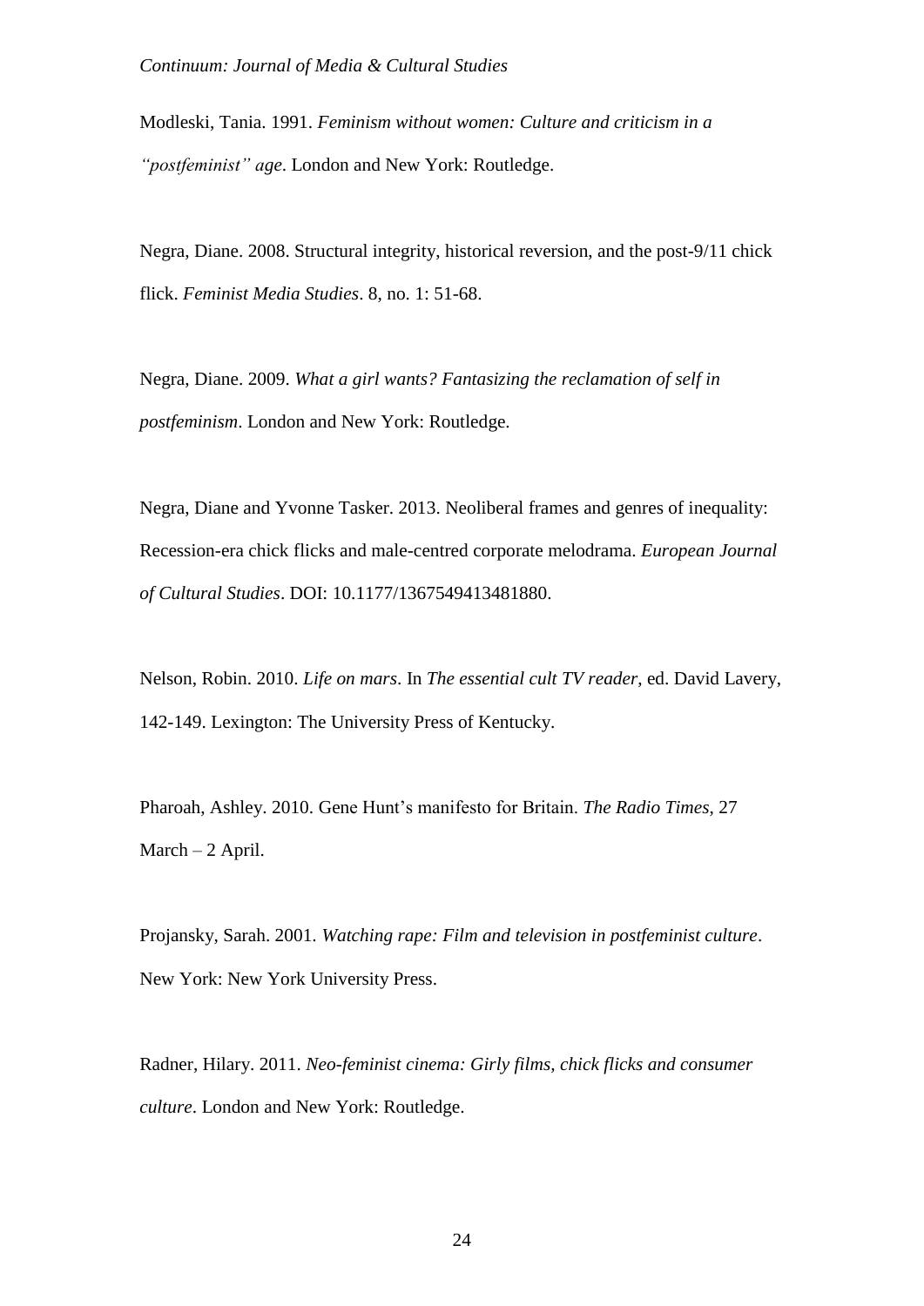Modleski, Tania. 1991. *Feminism without women: Culture and criticism in a "postfeminist" age*. London and New York: Routledge.

Negra, Diane. 2008. Structural integrity, historical reversion, and the post-9/11 chick flick. *Feminist Media Studies*. 8, no. 1: 51-68.

Negra, Diane. 2009. *What a girl wants? Fantasizing the reclamation of self in postfeminism*. London and New York: Routledge.

Negra, Diane and Yvonne Tasker. 2013. Neoliberal frames and genres of inequality: Recession-era chick flicks and male-centred corporate melodrama. *European Journal of Cultural Studies*. DOI: 10.1177/1367549413481880.

Nelson, Robin. 2010. *Life on mars*. In *The essential cult TV reader*, ed. David Lavery, 142-149. Lexington: The University Press of Kentucky.

Pharoah, Ashley. 2010. Gene Hunt's manifesto for Britain. *The Radio Times*, 27 March – 2 April.

Projansky, Sarah. 2001. *Watching rape: Film and television in postfeminist culture*. New York: New York University Press.

Radner, Hilary. 2011. *Neo-feminist cinema: Girly films, chick flicks and consumer culture*. London and New York: Routledge.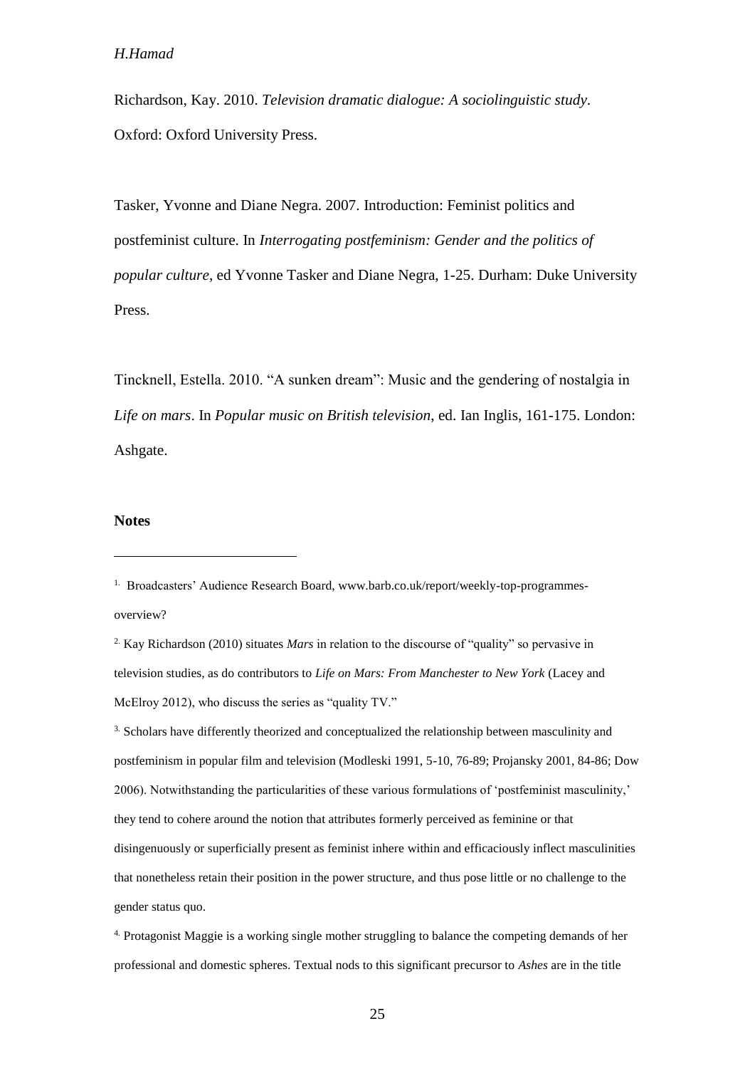Richardson, Kay. 2010. *Television dramatic dialogue: A sociolinguistic study*. Oxford: Oxford University Press.

Tasker, Yvonne and Diane Negra. 2007. Introduction: Feminist politics and postfeminist culture. In *Interrogating postfeminism: Gender and the politics of popular culture*, ed Yvonne Tasker and Diane Negra, 1-25. Durham: Duke University Press.

Tincknell, Estella. 2010. "A sunken dream": Music and the gendering of nostalgia in *Life on mars*. In *Popular music on British television*, ed. Ian Inglis, 161-175. London: Ashgate.

**Notes**

---

[1] Broadcasters' Audience Research Board, www.barb.co.uk/report/weekly-top-programmes-overview?

[2] Kay Richardson (2010) situates *Mars* in relation to the discourse of "quality" so pervasive in television studies, as do contributors to *Life on Mars: From Manchester to New York* (Lacey and McElroy 2012), who discuss the series as "quality TV."

[3] Scholars have differently theorized and conceptualized the relationship between masculinity and postfeminism in popular film and television (Modleski 1991, 5-10, 76-89; Projansky 2001, 84-86; Dow 2006). Notwithstanding the particularities of these various formulations of 'postfeminist masculinity,' they tend to cohere around the notion that attributes formerly perceived as feminine or that disingenuously or superficially present as feminist inhere within and efficaciously inflect masculinities that nonetheless retain their position in the power structure, and thus pose little or no challenge to the gender status quo.

[4] Protagonist Maggie is a working single mother struggling to balance the competing demands of her professional and domestic spheres. Textual nods to this significant precursor to *Ashes* are in the title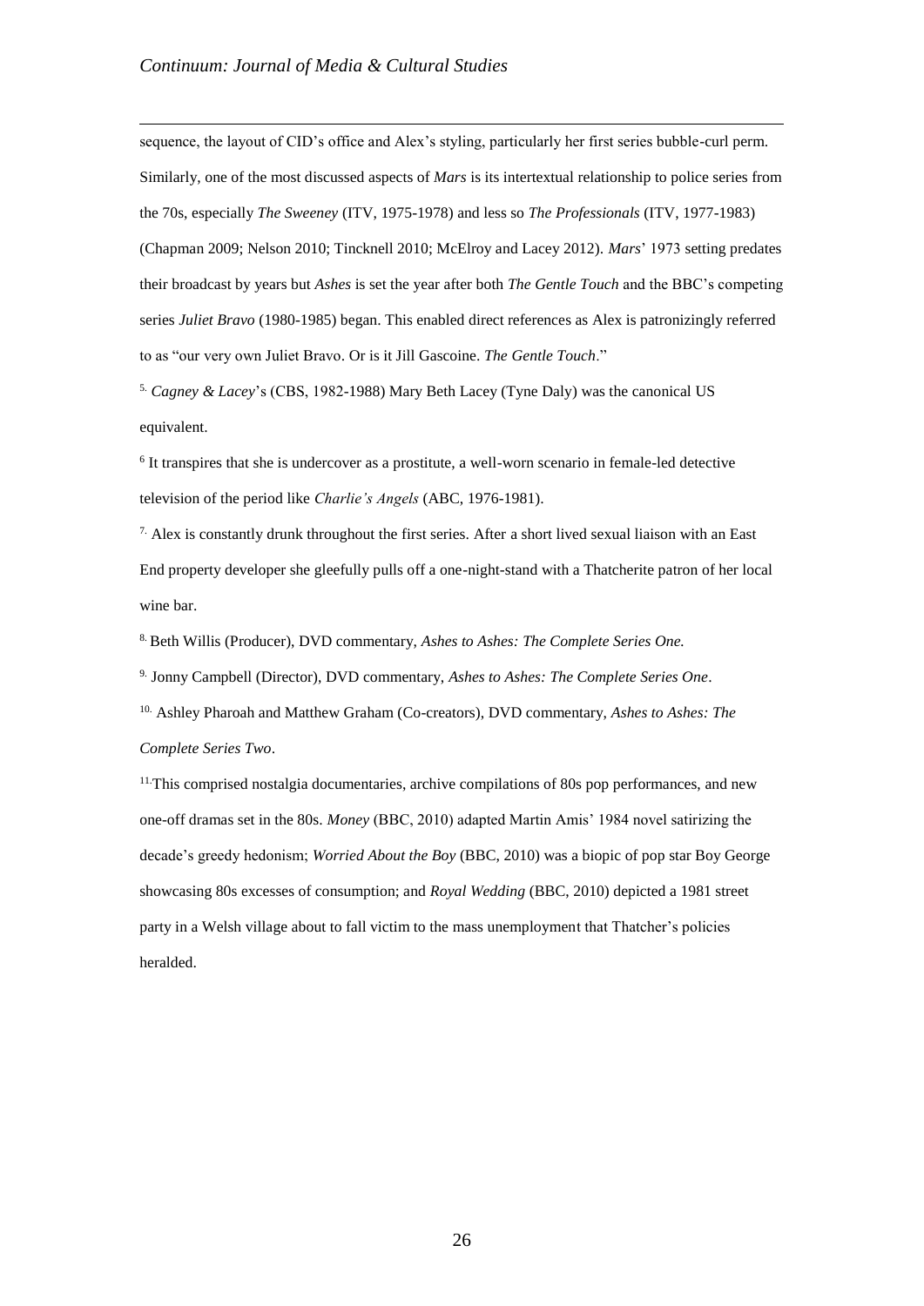sequence, the layout of CID's office and Alex's styling, particularly her first series bubble-curl perm. Similarly, one of the most discussed aspects of *Mars* is its intertextual relationship to police series from the 70s, especially *The Sweeney* (ITV, 1975-1978) and less so *The Professionals* (ITV, 1977-1983) (Chapman 2009; Nelson 2010; Tincknell 2010; McElroy and Lacey 2012). *Mars*' 1973 setting predates their broadcast by years but *Ashes* is set the year after both *The Gentle Touch* and the BBC's competing series *Juliet Bravo* (1980-1985) began. This enabled direct references as Alex is patronizingly referred to as "our very own Juliet Bravo. Or is it Jill Gascoine. *The Gentle Touch*."

[5.] *Cagney & Lacey*'s (CBS, 1982-1988) Mary Beth Lacey (Tyne Daly) was the canonical US equivalent.

[6] It transpires that she is undercover as a prostitute, a well-worn scenario in female-led detective television of the period like *Charlie's Angels* (ABC, 1976-1981).

[7.] Alex is constantly drunk throughout the first series. After a short lived sexual liaison with an East End property developer she gleefully pulls off a one-night-stand with a Thatcherite patron of her local wine bar.

[8.] Beth Willis (Producer), DVD commentary, *Ashes to Ashes: The Complete Series One.*

[9.] Jonny Campbell (Director), DVD commentary, *Ashes to Ashes: The Complete Series One*.

[10.] Ashley Pharoah and Matthew Graham (Co-creators), DVD commentary, *Ashes to Ashes: The Complete Series Two*.

[11.] This comprised nostalgia documentaries, archive compilations of 80s pop performances, and new one-off dramas set in the 80s. *Money* (BBC, 2010) adapted Martin Amis' 1984 novel satirizing the decade's greedy hedonism; *Worried About the Boy* (BBC, 2010) was a biopic of pop star Boy George showcasing 80s excesses of consumption; and *Royal Wedding* (BBC, 2010) depicted a 1981 street party in a Welsh village about to fall victim to the mass unemployment that Thatcher's policies heralded.